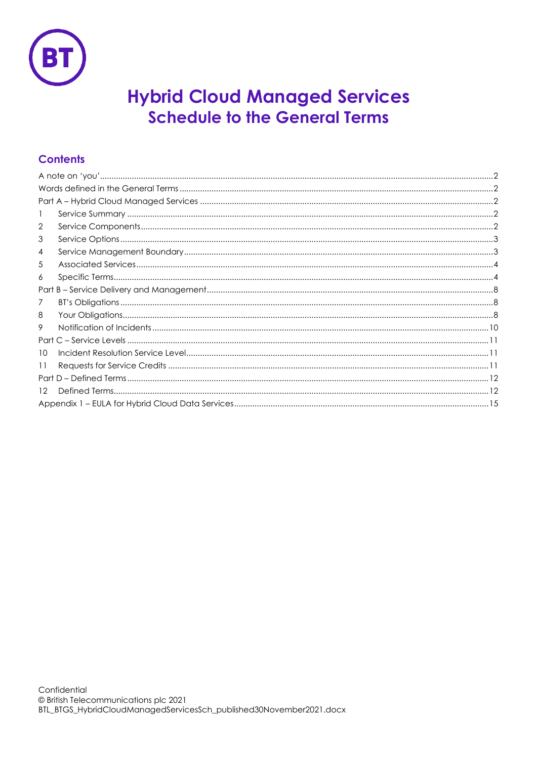# Hybrid Cloud Managed Services
## Schedule to the General Terms

### Contents

A note on 'you' ... 2
Words defined in the General Terms ... 2
Part A – Hybrid Cloud Managed Services ... 2
1 Service Summary ... 2
2 Service Components ... 2
3 Service Options ... 3
4 Service Management Boundary ... 3
5 Associated Services ... 4
6 Specific Terms ... 4
Part B – Service Delivery and Management ... 8
7 BT's Obligations ... 8
8 Your Obligations ... 8
9 Notification of Incidents ... 10
Part C – Service Levels ... 11
10 Incident Resolution Service Level ... 11
11 Requests for Service Credits ... 11
Part D – Defined Terms ... 12
12 Defined Terms ... 12
Appendix 1 – EULA for Hybrid Cloud Data Services ... 15

Confidential
© British Telecommunications plc 2021
BTL_BTGS_HybridCloudManagedServicesSch_published30November2021.docx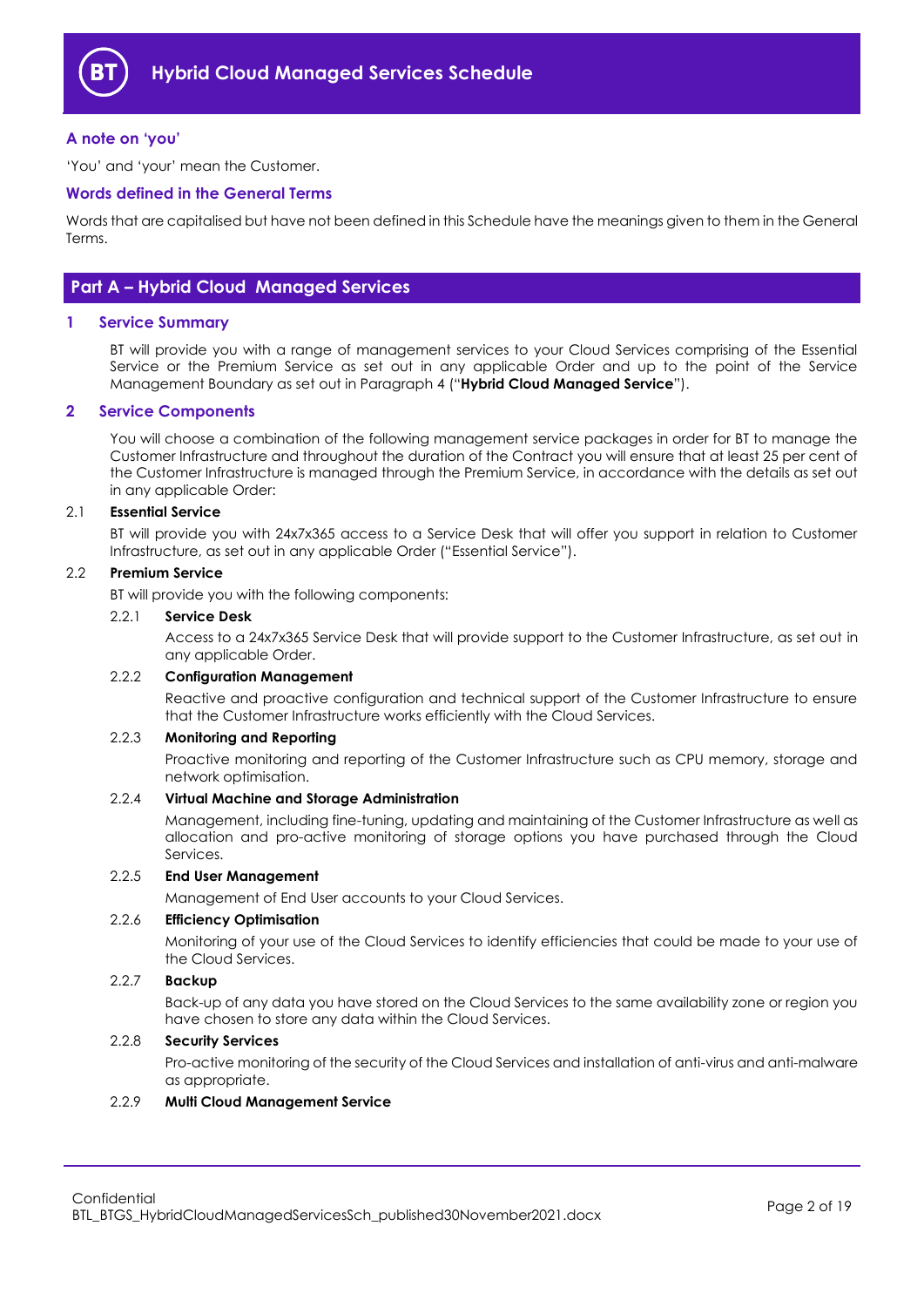## A note on 'you'

'You' and 'your' mean the Customer.

## Words defined in the General Terms

Words that are capitalised but have not been defined in this Schedule have the meanings given to them in the General Terms.

# Part A – Hybrid Cloud Managed Services

## 1 Service Summary

BT will provide you with a range of management services to your Cloud Services comprising of the Essential Service or the Premium Service as set out in any applicable Order and up to the point of the Service Management Boundary as set out in Paragraph 4 ("**Hybrid Cloud Managed Service**").

## 2 Service Components

You will choose a combination of the following management service packages in order for BT to manage the Customer Infrastructure and throughout the duration of the Contract you will ensure that at least 25 per cent of the Customer Infrastructure is managed through the Premium Service, in accordance with the details as set out in any applicable Order:

### 2.1 Essential Service

BT will provide you with 24x7x365 access to a Service Desk that will offer you support in relation to Customer Infrastructure, as set out in any applicable Order ("Essential Service").

### 2.2 Premium Service

BT will provide you with the following components:

#### 2.2.1 Service Desk

Access to a 24x7x365 Service Desk that will provide support to the Customer Infrastructure, as set out in any applicable Order.

#### 2.2.2 Configuration Management

Reactive and proactive configuration and technical support of the Customer Infrastructure to ensure that the Customer Infrastructure works efficiently with the Cloud Services.

#### 2.2.3 Monitoring and Reporting

Proactive monitoring and reporting of the Customer Infrastructure such as CPU memory, storage and network optimisation.

#### 2.2.4 Virtual Machine and Storage Administration

Management, including fine-tuning, updating and maintaining of the Customer Infrastructure as well as allocation and pro-active monitoring of storage options you have purchased through the Cloud Services.

#### 2.2.5 End User Management

Management of End User accounts to your Cloud Services.

#### 2.2.6 Efficiency Optimisation

Monitoring of your use of the Cloud Services to identify efficiencies that could be made to your use of the Cloud Services.

#### 2.2.7 Backup

Back-up of any data you have stored on the Cloud Services to the same availability zone or region you have chosen to store any data within the Cloud Services.

#### 2.2.8 Security Services

Pro-active monitoring of the security of the Cloud Services and installation of anti-virus and anti-malware as appropriate.

#### 2.2.9 Multi Cloud Management Service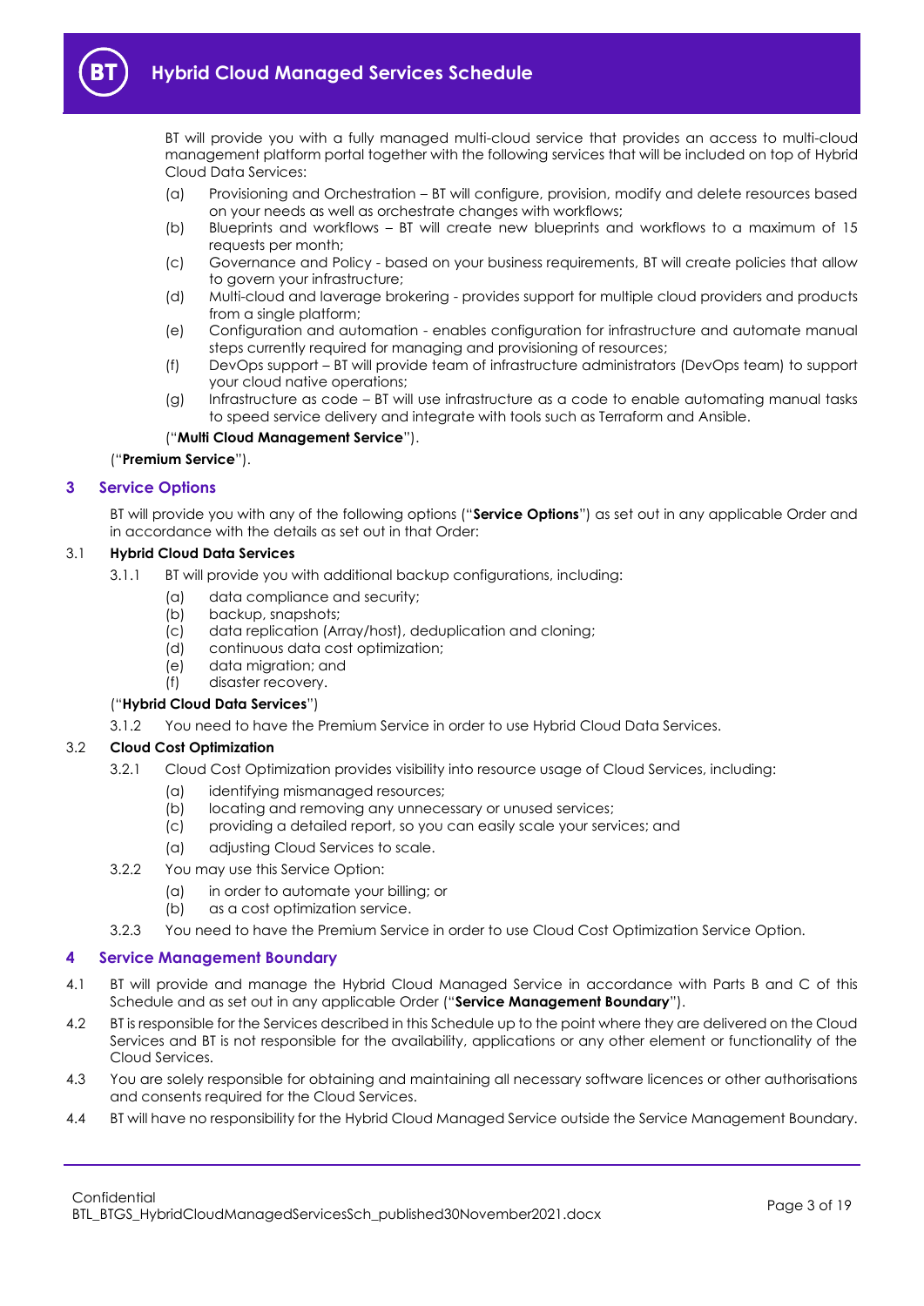BT will provide you with a fully managed multi-cloud service that provides an access to multi-cloud management platform portal together with the following services that will be included on top of Hybrid Cloud Data Services:

(a) Provisioning and Orchestration – BT will configure, provision, modify and delete resources based on your needs as well as orchestrate changes with workflows;

(b) Blueprints and workflows – BT will create new blueprints and workflows to a maximum of 15 requests per month;

(c) Governance and Policy - based on your business requirements, BT will create policies that allow to govern your infrastructure;

(d) Multi-cloud and laverage brokering - provides support for multiple cloud providers and products from a single platform;

(e) Configuration and automation - enables configuration for infrastructure and automate manual steps currently required for managing and provisioning of resources;

(f) DevOps support – BT will provide team of infrastructure administrators (DevOps team) to support your cloud native operations;

(g) Infrastructure as code – BT will use infrastructure as a code to enable automating manual tasks to speed service delivery and integrate with tools such as Terraform and Ansible.

("**Multi Cloud Management Service**").

("**Premium Service**").

## 3 Service Options

BT will provide you with any of the following options ("**Service Options**") as set out in any applicable Order and in accordance with the details as set out in that Order:

### 3.1 Hybrid Cloud Data Services

3.1.1 BT will provide you with additional backup configurations, including:

(a) data compliance and security;

(b) backup, snapshots;

(c) data replication (Array/host), deduplication and cloning;

(d) continuous data cost optimization;

(e) data migration; and

(f) disaster recovery.

("**Hybrid Cloud Data Services**")

3.1.2 You need to have the Premium Service in order to use Hybrid Cloud Data Services.

### 3.2 Cloud Cost Optimization

3.2.1 Cloud Cost Optimization provides visibility into resource usage of Cloud Services, including:

(a) identifying mismanaged resources;

(b) locating and removing any unnecessary or unused services;

(c) providing a detailed report, so you can easily scale your services; and

(a) adjusting Cloud Services to scale.

3.2.2 You may use this Service Option:

(a) in order to automate your billing; or

(b) as a cost optimization service.

3.2.3 You need to have the Premium Service in order to use Cloud Cost Optimization Service Option.

## 4 Service Management Boundary

4.1 BT will provide and manage the Hybrid Cloud Managed Service in accordance with Parts B and C of this Schedule and as set out in any applicable Order ("**Service Management Boundary**").

4.2 BT is responsible for the Services described in this Schedule up to the point where they are delivered on the Cloud Services and BT is not responsible for the availability, applications or any other element or functionality of the Cloud Services.

4.3 You are solely responsible for obtaining and maintaining all necessary software licences or other authorisations and consents required for the Cloud Services.

4.4 BT will have no responsibility for the Hybrid Cloud Managed Service outside the Service Management Boundary.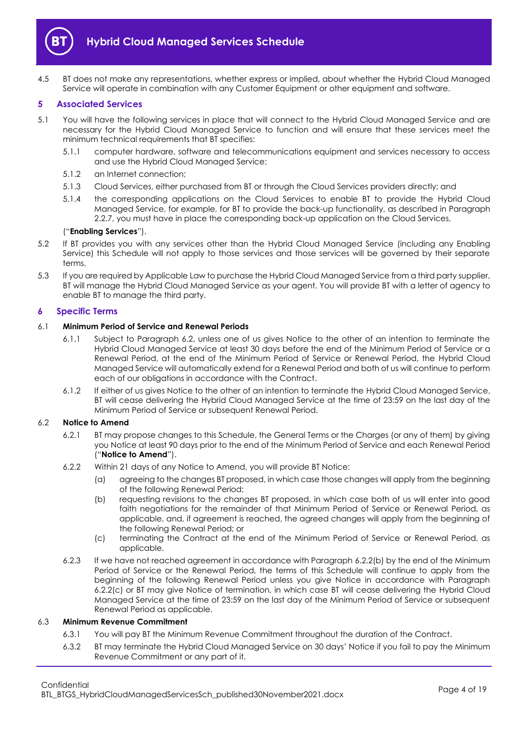4.5 BT does not make any representations, whether express or implied, about whether the Hybrid Cloud Managed Service will operate in combination with any Customer Equipment or other equipment and software.

## 5 Associated Services

5.1 You will have the following services in place that will connect to the Hybrid Cloud Managed Service and are necessary for the Hybrid Cloud Managed Service to function and will ensure that these services meet the minimum technical requirements that BT specifies:

5.1.1 computer hardware, software and telecommunications equipment and services necessary to access and use the Hybrid Cloud Managed Service;

5.1.2 an Internet connection;

5.1.3 Cloud Services, either purchased from BT or through the Cloud Services providers directly; and

5.1.4 the corresponding applications on the Cloud Services to enable BT to provide the Hybrid Cloud Managed Service, for example, for BT to provide the back-up functionality, as described in Paragraph 2.2.7, you must have in place the corresponding back-up application on the Cloud Services,

("**Enabling Services**").

5.2 If BT provides you with any services other than the Hybrid Cloud Managed Service (including any Enabling Service) this Schedule will not apply to those services and those services will be governed by their separate terms.

5.3 If you are required by Applicable Law to purchase the Hybrid Cloud Managed Service from a third party supplier, BT will manage the Hybrid Cloud Managed Service as your agent. You will provide BT with a letter of agency to enable BT to manage the third party.

## 6 Specific Terms

### 6.1 Minimum Period of Service and Renewal Periods

6.1.1 Subject to Paragraph 6.2, unless one of us gives Notice to the other of an intention to terminate the Hybrid Cloud Managed Service at least 30 days before the end of the Minimum Period of Service or a Renewal Period, at the end of the Minimum Period of Service or Renewal Period, the Hybrid Cloud Managed Service will automatically extend for a Renewal Period and both of us will continue to perform each of our obligations in accordance with the Contract.

6.1.2 If either of us gives Notice to the other of an intention to terminate the Hybrid Cloud Managed Service, BT will cease delivering the Hybrid Cloud Managed Service at the time of 23:59 on the last day of the Minimum Period of Service or subsequent Renewal Period.

### 6.2 Notice to Amend

6.2.1 BT may propose changes to this Schedule, the General Terms or the Charges (or any of them) by giving you Notice at least 90 days prior to the end of the Minimum Period of Service and each Renewal Period ("**Notice to Amend**").

6.2.2 Within 21 days of any Notice to Amend, you will provide BT Notice:

(a) agreeing to the changes BT proposed, in which case those changes will apply from the beginning of the following Renewal Period;

(b) requesting revisions to the changes BT proposed, in which case both of us will enter into good faith negotiations for the remainder of that Minimum Period of Service or Renewal Period, as applicable, and, if agreement is reached, the agreed changes will apply from the beginning of the following Renewal Period; or

(c) terminating the Contract at the end of the Minimum Period of Service or Renewal Period, as applicable.

6.2.3 If we have not reached agreement in accordance with Paragraph 6.2.2(b) by the end of the Minimum Period of Service or the Renewal Period, the terms of this Schedule will continue to apply from the beginning of the following Renewal Period unless you give Notice in accordance with Paragraph 6.2.2(c) or BT may give Notice of termination, in which case BT will cease delivering the Hybrid Cloud Managed Service at the time of 23:59 on the last day of the Minimum Period of Service or subsequent Renewal Period as applicable.

### 6.3 Minimum Revenue Commitment

6.3.1 You will pay BT the Minimum Revenue Commitment throughout the duration of the Contract.

6.3.2 BT may terminate the Hybrid Cloud Managed Service on 30 days' Notice if you fail to pay the Minimum Revenue Commitment or any part of it.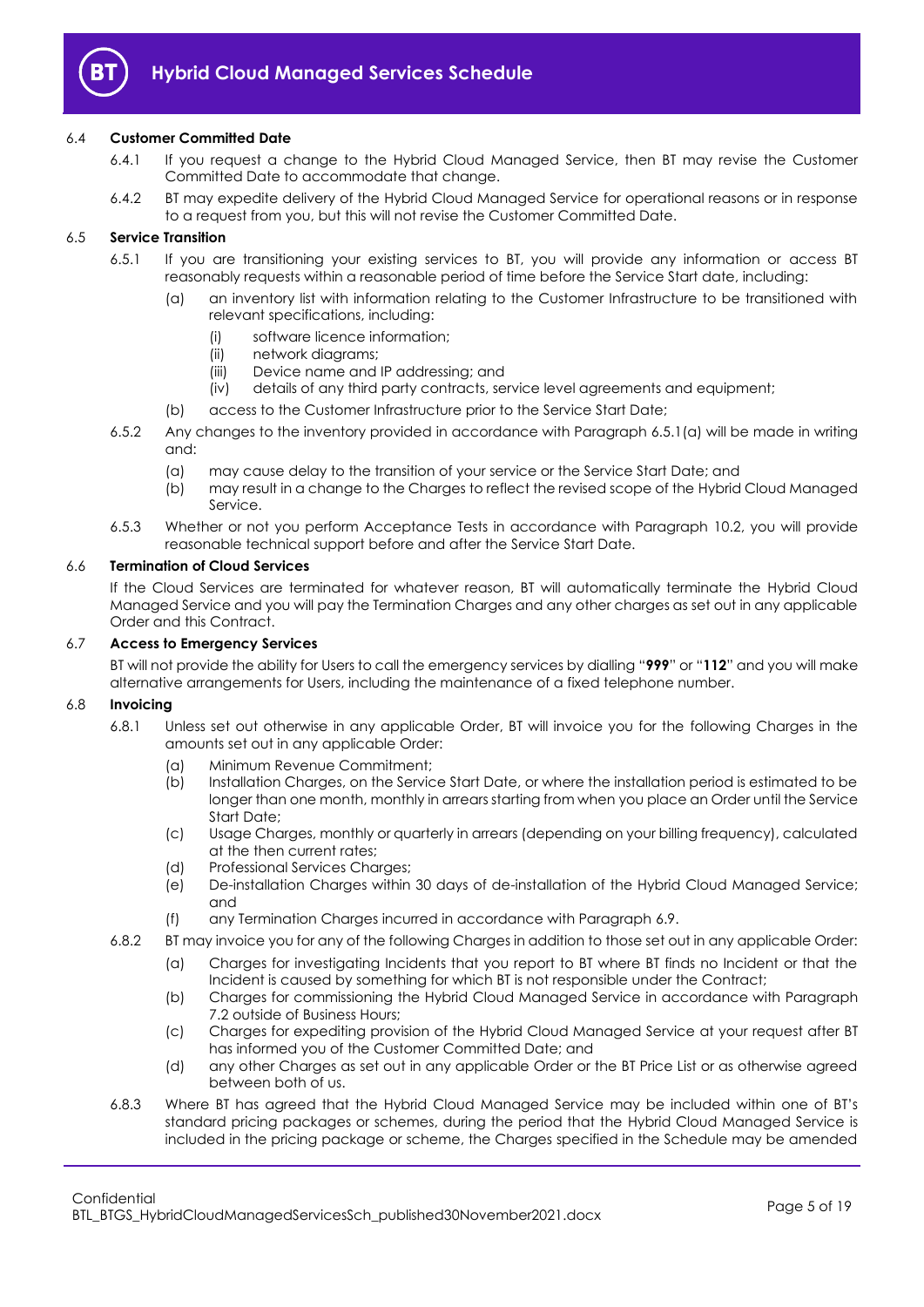6.4 **Customer Committed Date**

6.4.1 If you request a change to the Hybrid Cloud Managed Service, then BT may revise the Customer Committed Date to accommodate that change.

6.4.2 BT may expedite delivery of the Hybrid Cloud Managed Service for operational reasons or in response to a request from you, but this will not revise the Customer Committed Date.

6.5 **Service Transition**

6.5.1 If you are transitioning your existing services to BT, you will provide any information or access BT reasonably requests within a reasonable period of time before the Service Start date, including:

(a) an inventory list with information relating to the Customer Infrastructure to be transitioned with relevant specifications, including:

(i) software licence information;

(ii) network diagrams;

(iii) Device name and IP addressing; and

(iv) details of any third party contracts, service level agreements and equipment;

(b) access to the Customer Infrastructure prior to the Service Start Date;

6.5.2 Any changes to the inventory provided in accordance with Paragraph 6.5.1(a) will be made in writing and:

(a) may cause delay to the transition of your service or the Service Start Date; and

(b) may result in a change to the Charges to reflect the revised scope of the Hybrid Cloud Managed Service.

6.5.3 Whether or not you perform Acceptance Tests in accordance with Paragraph 10.2, you will provide reasonable technical support before and after the Service Start Date.

6.6 **Termination of Cloud Services**

If the Cloud Services are terminated for whatever reason, BT will automatically terminate the Hybrid Cloud Managed Service and you will pay the Termination Charges and any other charges as set out in any applicable Order and this Contract.

6.7 **Access to Emergency Services**

BT will not provide the ability for Users to call the emergency services by dialling "**999**" or "**112**" and you will make alternative arrangements for Users, including the maintenance of a fixed telephone number.

6.8 **Invoicing**

6.8.1 Unless set out otherwise in any applicable Order, BT will invoice you for the following Charges in the amounts set out in any applicable Order:

(a) Minimum Revenue Commitment;

(b) Installation Charges, on the Service Start Date, or where the installation period is estimated to be longer than one month, monthly in arrears starting from when you place an Order until the Service Start Date;

(c) Usage Charges, monthly or quarterly in arrears (depending on your billing frequency), calculated at the then current rates;

(d) Professional Services Charges;

(e) De-installation Charges within 30 days of de-installation of the Hybrid Cloud Managed Service; and

(f) any Termination Charges incurred in accordance with Paragraph 6.9.

6.8.2 BT may invoice you for any of the following Charges in addition to those set out in any applicable Order:

(a) Charges for investigating Incidents that you report to BT where BT finds no Incident or that the Incident is caused by something for which BT is not responsible under the Contract;

(b) Charges for commissioning the Hybrid Cloud Managed Service in accordance with Paragraph 7.2 outside of Business Hours;

(c) Charges for expediting provision of the Hybrid Cloud Managed Service at your request after BT has informed you of the Customer Committed Date; and

(d) any other Charges as set out in any applicable Order or the BT Price List or as otherwise agreed between both of us.

6.8.3 Where BT has agreed that the Hybrid Cloud Managed Service may be included within one of BT's standard pricing packages or schemes, during the period that the Hybrid Cloud Managed Service is included in the pricing package or scheme, the Charges specified in the Schedule may be amended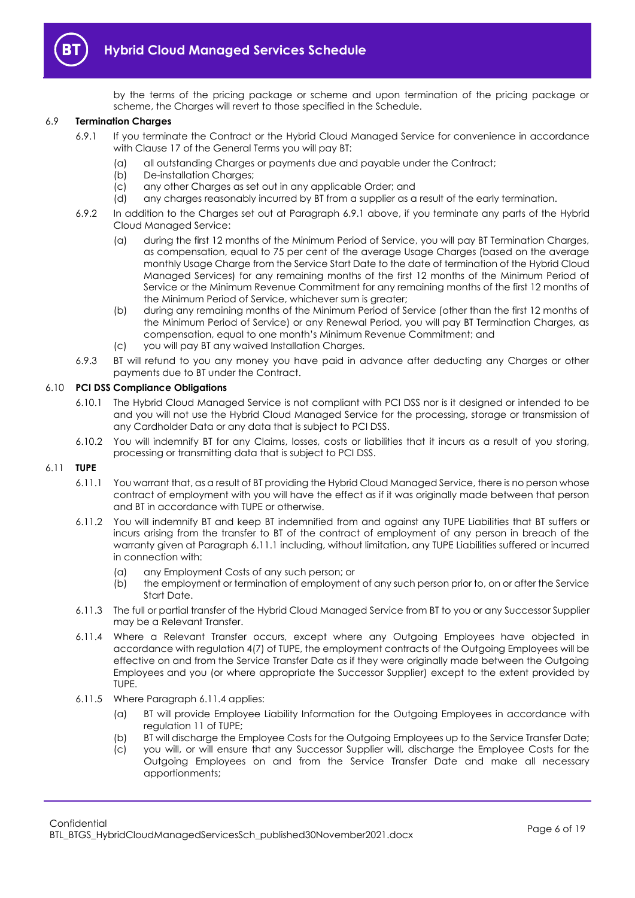by the terms of the pricing package or scheme and upon termination of the pricing package or scheme, the Charges will revert to those specified in the Schedule.

6.9 **Termination Charges**

6.9.1 If you terminate the Contract or the Hybrid Cloud Managed Service for convenience in accordance with Clause 17 of the General Terms you will pay BT:

(a) all outstanding Charges or payments due and payable under the Contract;
(b) De-installation Charges;
(c) any other Charges as set out in any applicable Order; and
(d) any charges reasonably incurred by BT from a supplier as a result of the early termination.

6.9.2 In addition to the Charges set out at Paragraph 6.9.1 above, if you terminate any parts of the Hybrid Cloud Managed Service:

(a) during the first 12 months of the Minimum Period of Service, you will pay BT Termination Charges, as compensation, equal to 75 per cent of the average Usage Charges (based on the average monthly Usage Charge from the Service Start Date to the date of termination of the Hybrid Cloud Managed Services) for any remaining months of the first 12 months of the Minimum Period of Service or the Minimum Revenue Commitment for any remaining months of the first 12 months of the Minimum Period of Service, whichever sum is greater;
(b) during any remaining months of the Minimum Period of Service (other than the first 12 months of the Minimum Period of Service) or any Renewal Period, you will pay BT Termination Charges, as compensation, equal to one month's Minimum Revenue Commitment; and
(c) you will pay BT any waived Installation Charges.

6.9.3 BT will refund to you any money you have paid in advance after deducting any Charges or other payments due to BT under the Contract.

6.10 **PCI DSS Compliance Obligations**

6.10.1 The Hybrid Cloud Managed Service is not compliant with PCI DSS nor is it designed or intended to be and you will not use the Hybrid Cloud Managed Service for the processing, storage or transmission of any Cardholder Data or any data that is subject to PCI DSS.

6.10.2 You will indemnify BT for any Claims, losses, costs or liabilities that it incurs as a result of you storing, processing or transmitting data that is subject to PCI DSS.

6.11 **TUPE**

6.11.1 You warrant that, as a result of BT providing the Hybrid Cloud Managed Service, there is no person whose contract of employment with you will have the effect as if it was originally made between that person and BT in accordance with TUPE or otherwise.

6.11.2 You will indemnify BT and keep BT indemnified from and against any TUPE Liabilities that BT suffers or incurs arising from the transfer to BT of the contract of employment of any person in breach of the warranty given at Paragraph 6.11.1 including, without limitation, any TUPE Liabilities suffered or incurred in connection with:

(a) any Employment Costs of any such person; or
(b) the employment or termination of employment of any such person prior to, on or after the Service Start Date.

6.11.3 The full or partial transfer of the Hybrid Cloud Managed Service from BT to you or any Successor Supplier may be a Relevant Transfer.

6.11.4 Where a Relevant Transfer occurs, except where any Outgoing Employees have objected in accordance with regulation 4(7) of TUPE, the employment contracts of the Outgoing Employees will be effective on and from the Service Transfer Date as if they were originally made between the Outgoing Employees and you (or where appropriate the Successor Supplier) except to the extent provided by TUPE.

6.11.5 Where Paragraph 6.11.4 applies:

(a) BT will provide Employee Liability Information for the Outgoing Employees in accordance with regulation 11 of TUPE;
(b) BT will discharge the Employee Costs for the Outgoing Employees up to the Service Transfer Date;
(c) you will, or will ensure that any Successor Supplier will, discharge the Employee Costs for the Outgoing Employees on and from the Service Transfer Date and make all necessary apportionments;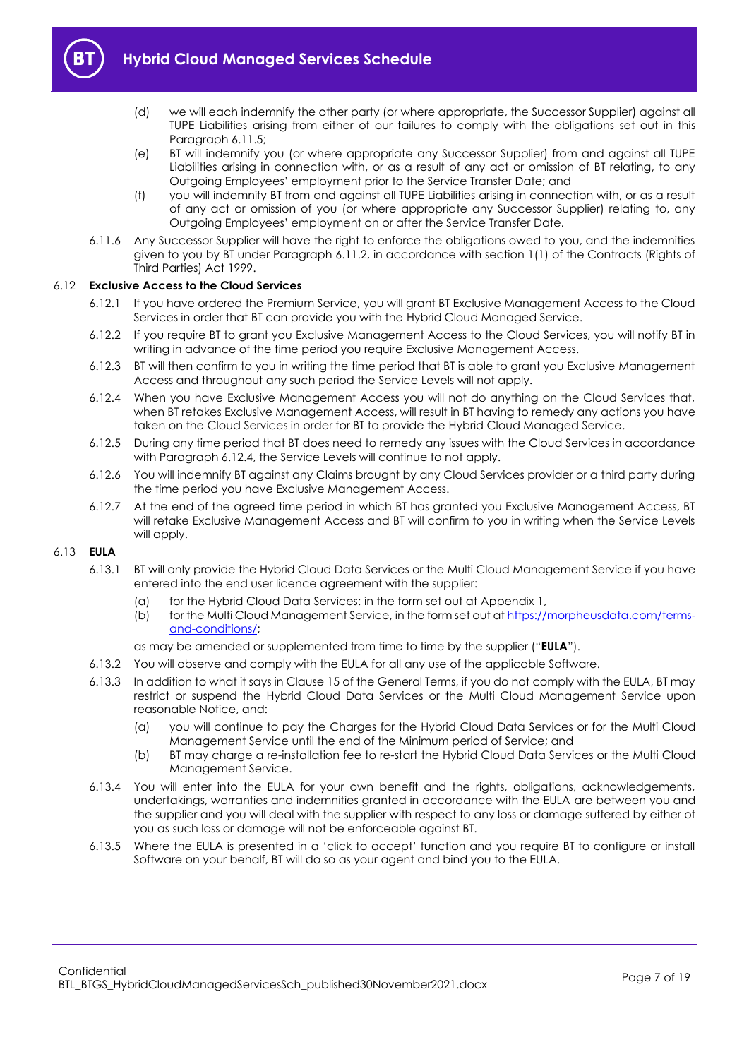(d) we will each indemnify the other party (or where appropriate, the Successor Supplier) against all TUPE Liabilities arising from either of our failures to comply with the obligations set out in this Paragraph 6.11.5;

(e) BT will indemnify you (or where appropriate any Successor Supplier) from and against all TUPE Liabilities arising in connection with, or as a result of any act or omission of BT relating, to any Outgoing Employees' employment prior to the Service Transfer Date; and

(f) you will indemnify BT from and against all TUPE Liabilities arising in connection with, or as a result of any act or omission of you (or where appropriate any Successor Supplier) relating to, any Outgoing Employees' employment on or after the Service Transfer Date.

6.11.6 Any Successor Supplier will have the right to enforce the obligations owed to you, and the indemnities given to you by BT under Paragraph 6.11.2, in accordance with section 1(1) of the Contracts (Rights of Third Parties) Act 1999.

### 6.12 Exclusive Access to the Cloud Services

6.12.1 If you have ordered the Premium Service, you will grant BT Exclusive Management Access to the Cloud Services in order that BT can provide you with the Hybrid Cloud Managed Service.

6.12.2 If you require BT to grant you Exclusive Management Access to the Cloud Services, you will notify BT in writing in advance of the time period you require Exclusive Management Access.

6.12.3 BT will then confirm to you in writing the time period that BT is able to grant you Exclusive Management Access and throughout any such period the Service Levels will not apply.

6.12.4 When you have Exclusive Management Access you will not do anything on the Cloud Services that, when BT retakes Exclusive Management Access, will result in BT having to remedy any actions you have taken on the Cloud Services in order for BT to provide the Hybrid Cloud Managed Service.

6.12.5 During any time period that BT does need to remedy any issues with the Cloud Services in accordance with Paragraph 6.12.4, the Service Levels will continue to not apply.

6.12.6 You will indemnify BT against any Claims brought by any Cloud Services provider or a third party during the time period you have Exclusive Management Access.

6.12.7 At the end of the agreed time period in which BT has granted you Exclusive Management Access, BT will retake Exclusive Management Access and BT will confirm to you in writing when the Service Levels will apply.

### 6.13 EULA

6.13.1 BT will only provide the Hybrid Cloud Data Services or the Multi Cloud Management Service if you have entered into the end user licence agreement with the supplier:

(a) for the Hybrid Cloud Data Services: in the form set out at Appendix 1,

(b) for the Multi Cloud Management Service, in the form set out at https://morpheusdata.com/terms-and-conditions/;

as may be amended or supplemented from time to time by the supplier ("**EULA**").

6.13.2 You will observe and comply with the EULA for all any use of the applicable Software.

6.13.3 In addition to what it says in Clause 15 of the General Terms, if you do not comply with the EULA, BT may restrict or suspend the Hybrid Cloud Data Services or the Multi Cloud Management Service upon reasonable Notice, and:

(a) you will continue to pay the Charges for the Hybrid Cloud Data Services or for the Multi Cloud Management Service until the end of the Minimum period of Service; and

(b) BT may charge a re-installation fee to re-start the Hybrid Cloud Data Services or the Multi Cloud Management Service.

6.13.4 You will enter into the EULA for your own benefit and the rights, obligations, acknowledgements, undertakings, warranties and indemnities granted in accordance with the EULA are between you and the supplier and you will deal with the supplier with respect to any loss or damage suffered by either of you as such loss or damage will not be enforceable against BT.

6.13.5 Where the EULA is presented in a 'click to accept' function and you require BT to configure or install Software on your behalf, BT will do so as your agent and bind you to the EULA.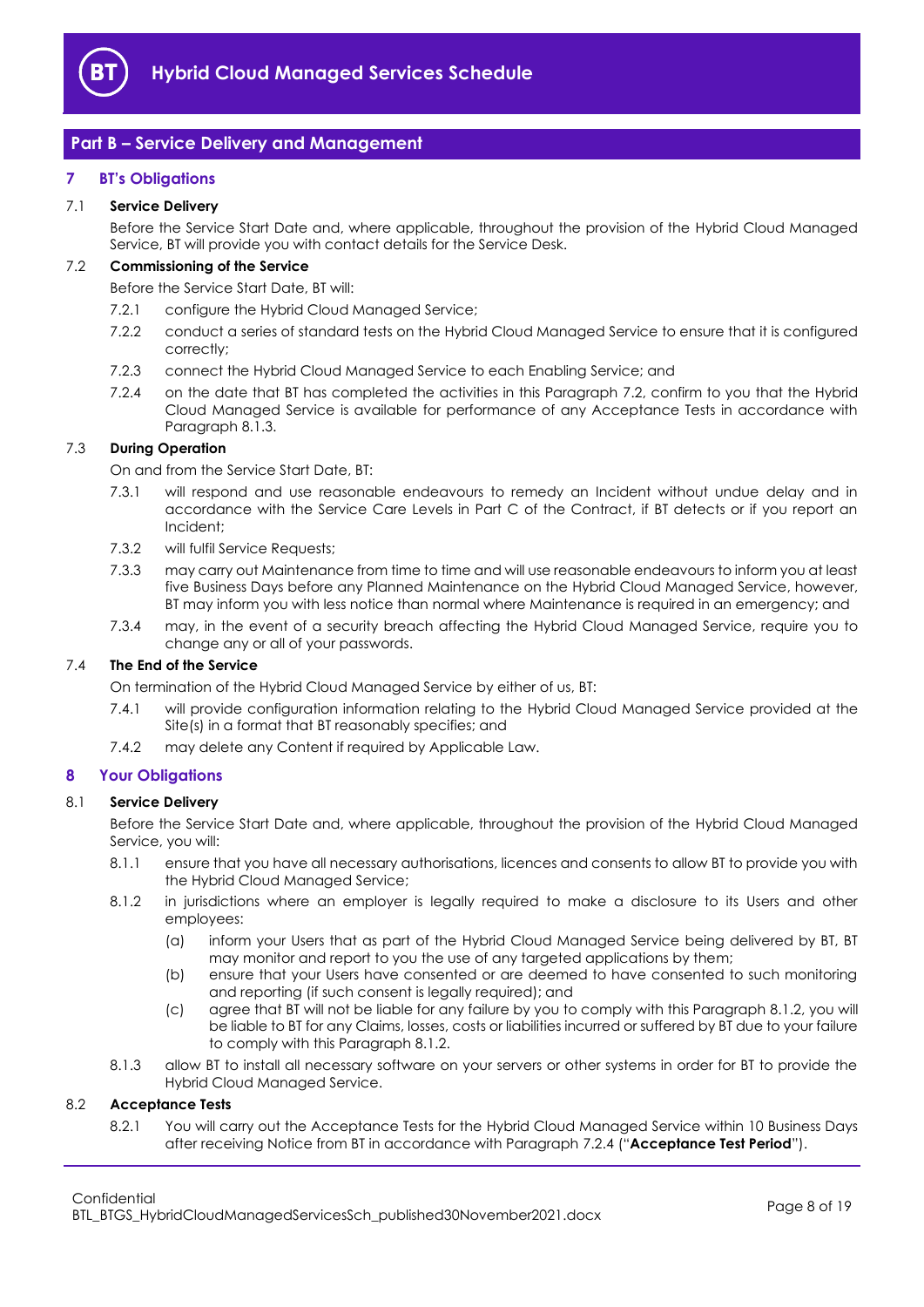## Part B – Service Delivery and Management

### 7 BT's Obligations

**7.1 Service Delivery**

Before the Service Start Date and, where applicable, throughout the provision of the Hybrid Cloud Managed Service, BT will provide you with contact details for the Service Desk.

**7.2 Commissioning of the Service**

Before the Service Start Date, BT will:

7.2.1 configure the Hybrid Cloud Managed Service;

7.2.2 conduct a series of standard tests on the Hybrid Cloud Managed Service to ensure that it is configured correctly;

7.2.3 connect the Hybrid Cloud Managed Service to each Enabling Service; and

7.2.4 on the date that BT has completed the activities in this Paragraph 7.2, confirm to you that the Hybrid Cloud Managed Service is available for performance of any Acceptance Tests in accordance with Paragraph 8.1.3.

**7.3 During Operation**

On and from the Service Start Date, BT:

7.3.1 will respond and use reasonable endeavours to remedy an Incident without undue delay and in accordance with the Service Care Levels in Part C of the Contract, if BT detects or if you report an Incident;

7.3.2 will fulfil Service Requests;

7.3.3 may carry out Maintenance from time to time and will use reasonable endeavours to inform you at least five Business Days before any Planned Maintenance on the Hybrid Cloud Managed Service, however, BT may inform you with less notice than normal where Maintenance is required in an emergency; and

7.3.4 may, in the event of a security breach affecting the Hybrid Cloud Managed Service, require you to change any or all of your passwords.

**7.4 The End of the Service**

On termination of the Hybrid Cloud Managed Service by either of us, BT:

7.4.1 will provide configuration information relating to the Hybrid Cloud Managed Service provided at the Site(s) in a format that BT reasonably specifies; and

7.4.2 may delete any Content if required by Applicable Law.

### 8 Your Obligations

**8.1 Service Delivery**

Before the Service Start Date and, where applicable, throughout the provision of the Hybrid Cloud Managed Service, you will:

8.1.1 ensure that you have all necessary authorisations, licences and consents to allow BT to provide you with the Hybrid Cloud Managed Service;

8.1.2 in jurisdictions where an employer is legally required to make a disclosure to its Users and other employees:

(a) inform your Users that as part of the Hybrid Cloud Managed Service being delivered by BT, BT may monitor and report to you the use of any targeted applications by them;

(b) ensure that your Users have consented or are deemed to have consented to such monitoring and reporting (if such consent is legally required); and

(c) agree that BT will not be liable for any failure by you to comply with this Paragraph 8.1.2, you will be liable to BT for any Claims, losses, costs or liabilities incurred or suffered by BT due to your failure to comply with this Paragraph 8.1.2.

8.1.3 allow BT to install all necessary software on your servers or other systems in order for BT to provide the Hybrid Cloud Managed Service.

**8.2 Acceptance Tests**

8.2.1 You will carry out the Acceptance Tests for the Hybrid Cloud Managed Service within 10 Business Days after receiving Notice from BT in accordance with Paragraph 7.2.4 ("**Acceptance Test Period**").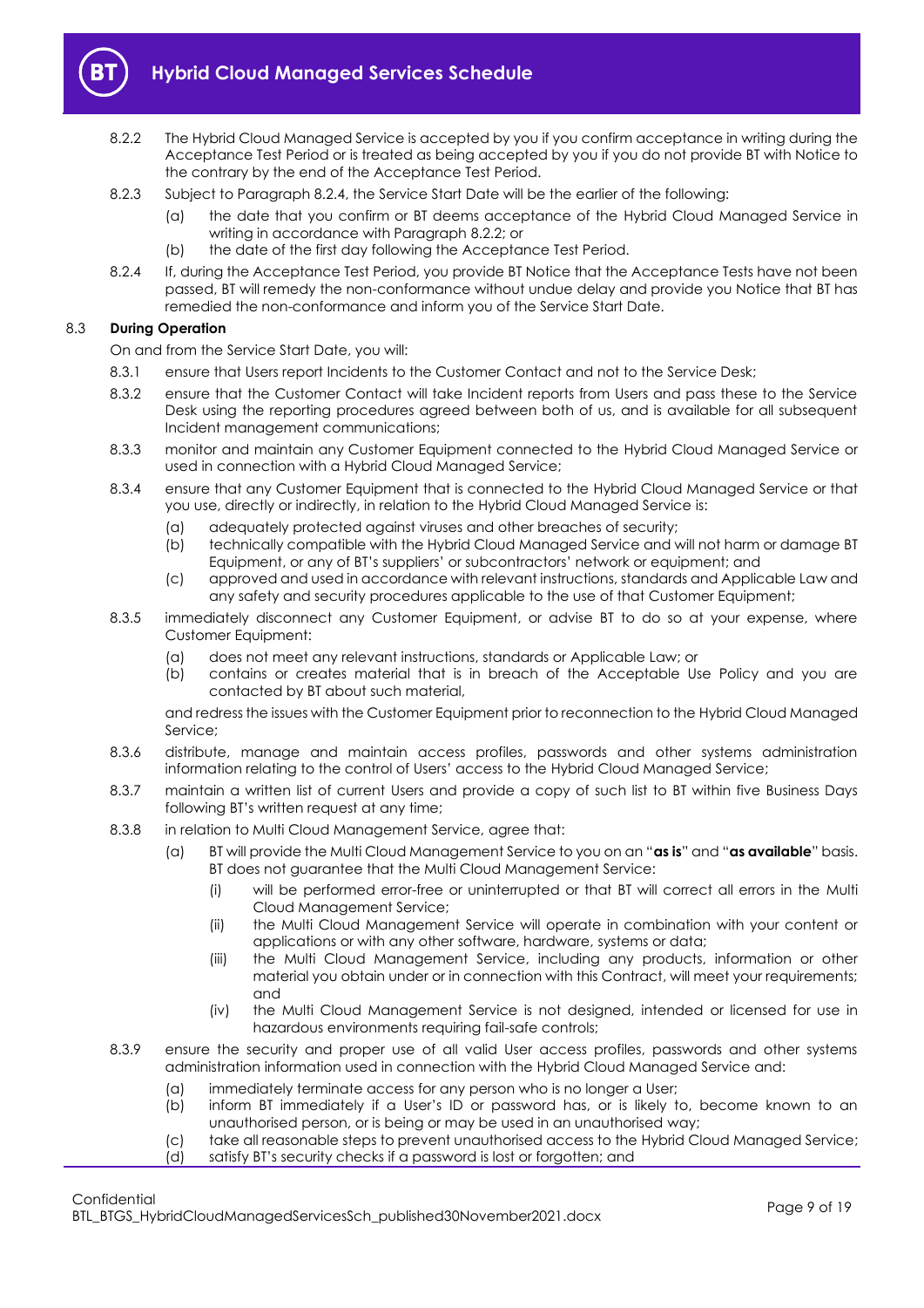8.2.2 The Hybrid Cloud Managed Service is accepted by you if you confirm acceptance in writing during the Acceptance Test Period or is treated as being accepted by you if you do not provide BT with Notice to the contrary by the end of the Acceptance Test Period.

8.2.3 Subject to Paragraph 8.2.4, the Service Start Date will be the earlier of the following:

(a) the date that you confirm or BT deems acceptance of the Hybrid Cloud Managed Service in writing in accordance with Paragraph 8.2.2; or

(b) the date of the first day following the Acceptance Test Period.

8.2.4 If, during the Acceptance Test Period, you provide BT Notice that the Acceptance Tests have not been passed, BT will remedy the non-conformance without undue delay and provide you Notice that BT has remedied the non-conformance and inform you of the Service Start Date.

### 8.3 During Operation

On and from the Service Start Date, you will:

8.3.1 ensure that Users report Incidents to the Customer Contact and not to the Service Desk;

8.3.2 ensure that the Customer Contact will take Incident reports from Users and pass these to the Service Desk using the reporting procedures agreed between both of us, and is available for all subsequent Incident management communications;

8.3.3 monitor and maintain any Customer Equipment connected to the Hybrid Cloud Managed Service or used in connection with a Hybrid Cloud Managed Service;

8.3.4 ensure that any Customer Equipment that is connected to the Hybrid Cloud Managed Service or that you use, directly or indirectly, in relation to the Hybrid Cloud Managed Service is:

(a) adequately protected against viruses and other breaches of security;

(b) technically compatible with the Hybrid Cloud Managed Service and will not harm or damage BT Equipment, or any of BT's suppliers' or subcontractors' network or equipment; and

(c) approved and used in accordance with relevant instructions, standards and Applicable Law and any safety and security procedures applicable to the use of that Customer Equipment;

8.3.5 immediately disconnect any Customer Equipment, or advise BT to do so at your expense, where Customer Equipment:

(a) does not meet any relevant instructions, standards or Applicable Law; or

(b) contains or creates material that is in breach of the Acceptable Use Policy and you are contacted by BT about such material,

and redress the issues with the Customer Equipment prior to reconnection to the Hybrid Cloud Managed Service;

8.3.6 distribute, manage and maintain access profiles, passwords and other systems administration information relating to the control of Users' access to the Hybrid Cloud Managed Service;

8.3.7 maintain a written list of current Users and provide a copy of such list to BT within five Business Days following BT's written request at any time;

8.3.8 in relation to Multi Cloud Management Service, agree that:

(a) BT will provide the Multi Cloud Management Service to you on an "**as is**" and "**as available**" basis. BT does not guarantee that the Multi Cloud Management Service:

(i) will be performed error-free or uninterrupted or that BT will correct all errors in the Multi Cloud Management Service;

(ii) the Multi Cloud Management Service will operate in combination with your content or applications or with any other software, hardware, systems or data;

(iii) the Multi Cloud Management Service, including any products, information or other material you obtain under or in connection with this Contract, will meet your requirements; and

(iv) the Multi Cloud Management Service is not designed, intended or licensed for use in hazardous environments requiring fail-safe controls;

8.3.9 ensure the security and proper use of all valid User access profiles, passwords and other systems administration information used in connection with the Hybrid Cloud Managed Service and:

(a) immediately terminate access for any person who is no longer a User;

(b) inform BT immediately if a User's ID or password has, or is likely to, become known to an unauthorised person, or is being or may be used in an unauthorised way;

(c) take all reasonable steps to prevent unauthorised access to the Hybrid Cloud Managed Service;

(d) satisfy BT's security checks if a password is lost or forgotten; and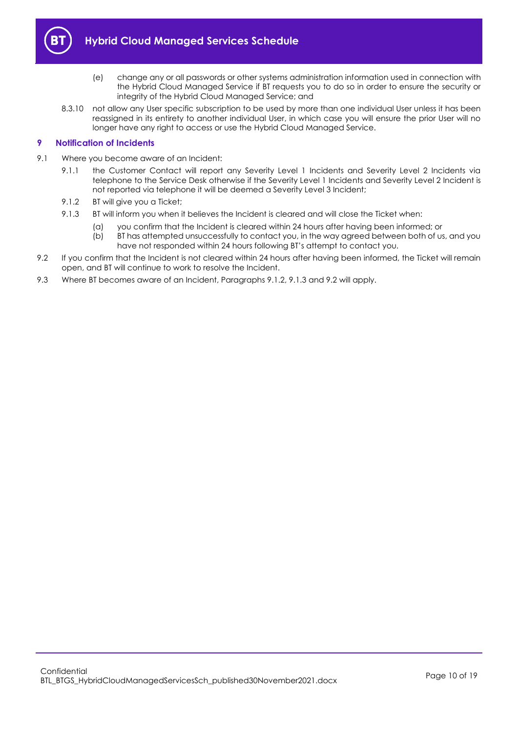(e) change any or all passwords or other systems administration information used in connection with the Hybrid Cloud Managed Service if BT requests you to do so in order to ensure the security or integrity of the Hybrid Cloud Managed Service; and

8.3.10 not allow any User specific subscription to be used by more than one individual User unless it has been reassigned in its entirety to another individual User, in which case you will ensure the prior User will no longer have any right to access or use the Hybrid Cloud Managed Service.

## 9 Notification of Incidents

9.1 Where you become aware of an Incident:

9.1.1 the Customer Contact will report any Severity Level 1 Incidents and Severity Level 2 Incidents via telephone to the Service Desk otherwise if the Severity Level 1 Incidents and Severity Level 2 Incident is not reported via telephone it will be deemed a Severity Level 3 Incident;

9.1.2 BT will give you a Ticket;

9.1.3 BT will inform you when it believes the Incident is cleared and will close the Ticket when:

(a) you confirm that the Incident is cleared within 24 hours after having been informed; or

(b) BT has attempted unsuccessfully to contact you, in the way agreed between both of us, and you have not responded within 24 hours following BT's attempt to contact you.

9.2 If you confirm that the Incident is not cleared within 24 hours after having been informed, the Ticket will remain open, and BT will continue to work to resolve the Incident.

9.3 Where BT becomes aware of an Incident, Paragraphs 9.1.2, 9.1.3 and 9.2 will apply.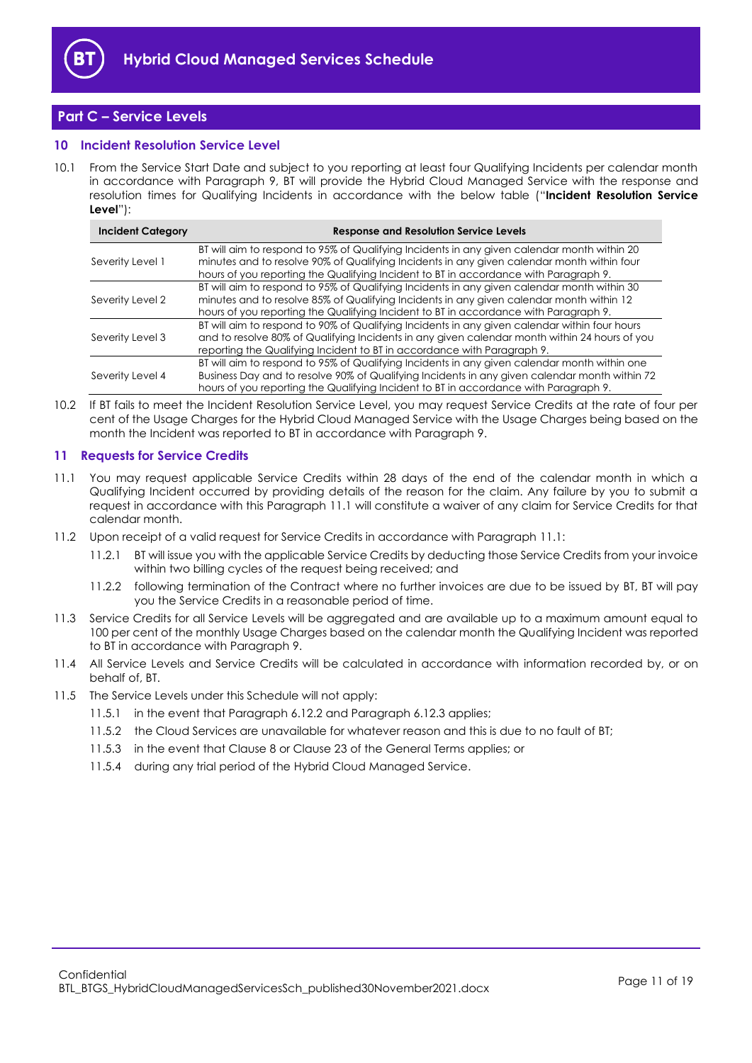## Part C – Service Levels

### 10 Incident Resolution Service Level

10.1 From the Service Start Date and subject to you reporting at least four Qualifying Incidents per calendar month in accordance with Paragraph 9, BT will provide the Hybrid Cloud Managed Service with the response and resolution times for Qualifying Incidents in accordance with the below table ("**Incident Resolution Service Level**"):

| Incident Category | Response and Resolution Service Levels |
|---|---|
| Severity Level 1 | BT will aim to respond to 95% of Qualifying Incidents in any given calendar month within 20 minutes and to resolve 90% of Qualifying Incidents in any given calendar month within four hours of you reporting the Qualifying Incident to BT in accordance with Paragraph 9. |
| Severity Level 2 | BT will aim to respond to 95% of Qualifying Incidents in any given calendar month within 30 minutes and to resolve 85% of Qualifying Incidents in any given calendar month within 12 hours of you reporting the Qualifying Incident to BT in accordance with Paragraph 9. |
| Severity Level 3 | BT will aim to respond to 90% of Qualifying Incidents in any given calendar month within four hours and to resolve 80% of Qualifying Incidents in any given calendar month within 24 hours of you reporting the Qualifying Incident to BT in accordance with Paragraph 9. |
| Severity Level 4 | BT will aim to respond to 95% of Qualifying Incidents in any given calendar month within one Business Day and to resolve 90% of Qualifying Incidents in any given calendar month within 72 hours of you reporting the Qualifying Incident to BT in accordance with Paragraph 9. |

10.2 If BT fails to meet the Incident Resolution Service Level, you may request Service Credits at the rate of four per cent of the Usage Charges for the Hybrid Cloud Managed Service with the Usage Charges being based on the month the Incident was reported to BT in accordance with Paragraph 9.

### 11 Requests for Service Credits

11.1 You may request applicable Service Credits within 28 days of the end of the calendar month in which a Qualifying Incident occurred by providing details of the reason for the claim. Any failure by you to submit a request in accordance with this Paragraph 11.1 will constitute a waiver of any claim for Service Credits for that calendar month.

11.2 Upon receipt of a valid request for Service Credits in accordance with Paragraph 11.1:

11.2.1 BT will issue you with the applicable Service Credits by deducting those Service Credits from your invoice within two billing cycles of the request being received; and

11.2.2 following termination of the Contract where no further invoices are due to be issued by BT, BT will pay you the Service Credits in a reasonable period of time.

11.3 Service Credits for all Service Levels will be aggregated and are available up to a maximum amount equal to 100 per cent of the monthly Usage Charges based on the calendar month the Qualifying Incident was reported to BT in accordance with Paragraph 9.

11.4 All Service Levels and Service Credits will be calculated in accordance with information recorded by, or on behalf of, BT.

11.5 The Service Levels under this Schedule will not apply:

11.5.1 in the event that Paragraph 6.12.2 and Paragraph 6.12.3 applies;

11.5.2 the Cloud Services are unavailable for whatever reason and this is due to no fault of BT;

11.5.3 in the event that Clause 8 or Clause 23 of the General Terms applies; or

11.5.4 during any trial period of the Hybrid Cloud Managed Service.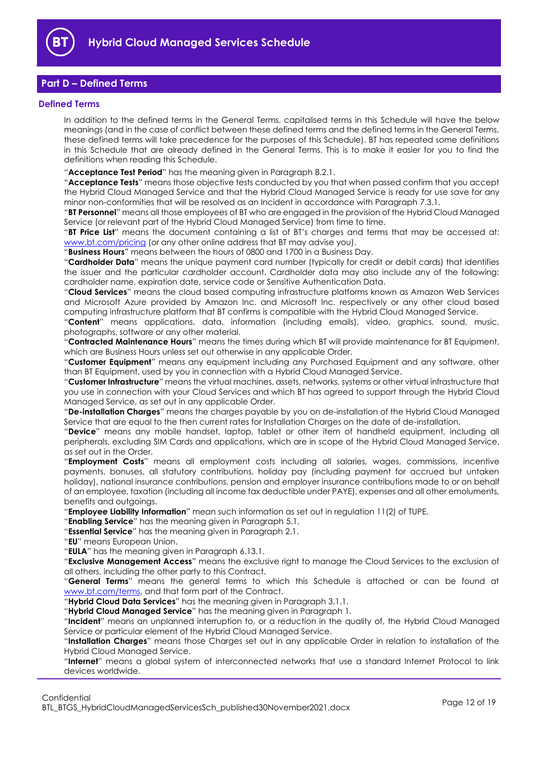## Part D – Defined Terms

### Defined Terms

In addition to the defined terms in the General Terms, capitalised terms in this Schedule will have the below meanings (and in the case of conflict between these defined terms and the defined terms in the General Terms, these defined terms will take precedence for the purposes of this Schedule). BT has repeated some definitions in this Schedule that are already defined in the General Terms. This is to make it easier for you to find the definitions when reading this Schedule.

"**Acceptance Test Period**" has the meaning given in Paragraph 8.2.1.

"**Acceptance Tests**" means those objective tests conducted by you that when passed confirm that you accept the Hybrid Cloud Managed Service and that the Hybrid Cloud Managed Service is ready for use save for any minor non-conformities that will be resolved as an Incident in accordance with Paragraph 7.3.1.

"**BT Personnel**" means all those employees of BT who are engaged in the provision of the Hybrid Cloud Managed Service (or relevant part of the Hybrid Cloud Managed Service) from time to time.

"**BT Price List**" means the document containing a list of BT's charges and terms that may be accessed at: www.bt.com/pricing (or any other online address that BT may advise you).

"**Business Hours**" means between the hours of 0800 and 1700 in a Business Day.

"**Cardholder Data**" means the unique payment card number (typically for credit or debit cards) that identifies the issuer and the particular cardholder account. Cardholder data may also include any of the following: cardholder name, expiration date, service code or Sensitive Authentication Data.

"**Cloud Services**" means the cloud based computing infrastructure platforms known as Amazon Web Services and Microsoft Azure provided by Amazon Inc. and Microsoft Inc. respectively or any other cloud based computing infrastructure platform that BT confirms is compatible with the Hybrid Cloud Managed Service.

"**Content**" means applications, data, information (including emails), video, graphics, sound, music, photographs, software or any other material.

"**Contracted Maintenance Hours**" means the times during which BT will provide maintenance for BT Equipment, which are Business Hours unless set out otherwise in any applicable Order.

"**Customer Equipment**" means any equipment including any Purchased Equipment and any software, other than BT Equipment, used by you in connection with a Hybrid Cloud Managed Service.

"**Customer Infrastructure**" means the virtual machines, assets, networks, systems or other virtual infrastructure that you use in connection with your Cloud Services and which BT has agreed to support through the Hybrid Cloud Managed Service, as set out in any applicable Order.

"**De-installation Charges**" means the charges payable by you on de-installation of the Hybrid Cloud Managed Service that are equal to the then current rates for Installation Charges on the date of de-installation.

"**Device**" means any mobile handset, laptop, tablet or other item of handheld equipment, including all peripherals, excluding SIM Cards and applications, which are in scope of the Hybrid Cloud Managed Service, as set out in the Order.

"**Employment Costs**" means all employment costs including all salaries, wages, commissions, incentive payments, bonuses, all statutory contributions, holiday pay (including payment for accrued but untaken holiday), national insurance contributions, pension and employer insurance contributions made to or on behalf of an employee, taxation (including all income tax deductible under PAYE), expenses and all other emoluments, benefits and outgoings.

"**Employee Liability Information**" mean such information as set out in regulation 11(2) of TUPE.

"**Enabling Service**" has the meaning given in Paragraph 5.1.

"**Essential Service**" has the meaning given in Paragraph 2.1.

"**EU**" means European Union.

"**EULA**" has the meaning given in Paragraph 6.13.1.

"**Exclusive Management Access**" means the exclusive right to manage the Cloud Services to the exclusion of all others, including the other party to this Contract.

"**General Terms**" means the general terms to which this Schedule is attached or can be found at www.bt.com/terms, and that form part of the Contract.

"**Hybrid Cloud Data Services**" has the meaning given in Paragraph 3.1.1.

"**Hybrid Cloud Managed Service**" has the meaning given in Paragraph 1.

"**Incident**" means an unplanned interruption to, or a reduction in the quality of, the Hybrid Cloud Managed Service or particular element of the Hybrid Cloud Managed Service.

"**Installation Charges**" means those Charges set out in any applicable Order in relation to installation of the Hybrid Cloud Managed Service.

"**Internet**" means a global system of interconnected networks that use a standard Internet Protocol to link devices worldwide.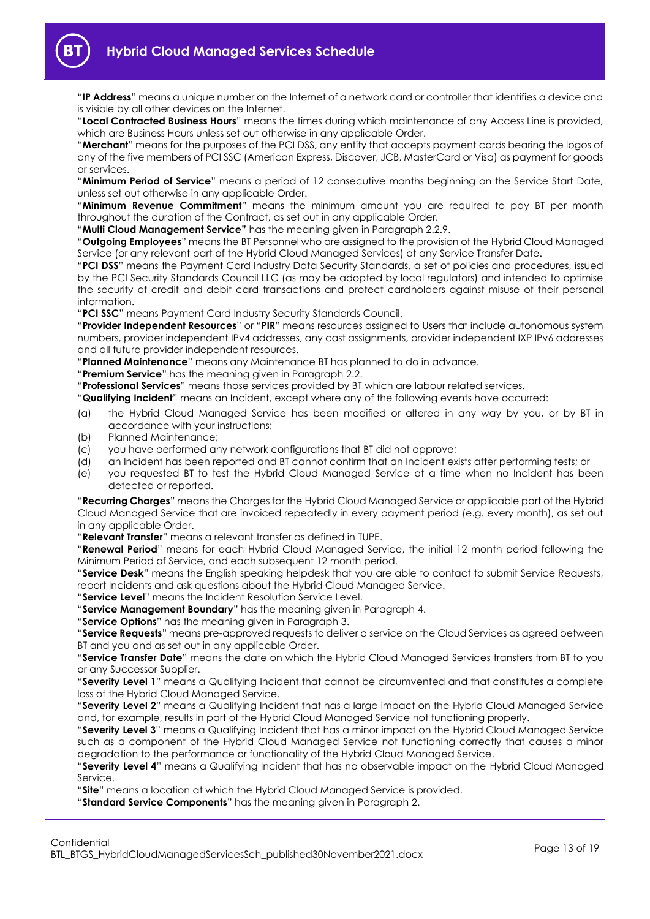"**IP Address**" means a unique number on the Internet of a network card or controller that identifies a device and is visible by all other devices on the Internet.

"**Local Contracted Business Hours**" means the times during which maintenance of any Access Line is provided, which are Business Hours unless set out otherwise in any applicable Order.

"**Merchant**" means for the purposes of the PCI DSS, any entity that accepts payment cards bearing the logos of any of the five members of PCI SSC (American Express, Discover, JCB, MasterCard or Visa) as payment for goods or services.

"**Minimum Period of Service**" means a period of 12 consecutive months beginning on the Service Start Date, unless set out otherwise in any applicable Order.

"**Minimum Revenue Commitment**" means the minimum amount you are required to pay BT per month throughout the duration of the Contract, as set out in any applicable Order.

"**Multi Cloud Management Service"** has the meaning given in Paragraph 2.2.9.

"**Outgoing Employees**" means the BT Personnel who are assigned to the provision of the Hybrid Cloud Managed Service (or any relevant part of the Hybrid Cloud Managed Services) at any Service Transfer Date.

"**PCI DSS**" means the Payment Card Industry Data Security Standards, a set of policies and procedures, issued by the PCI Security Standards Council LLC (as may be adopted by local regulators) and intended to optimise the security of credit and debit card transactions and protect cardholders against misuse of their personal information.

"**PCI SSC**" means Payment Card Industry Security Standards Council.

"**Provider Independent Resources**" or "**PIR**" means resources assigned to Users that include autonomous system numbers, provider independent IPv4 addresses, any cast assignments, provider independent IXP IPv6 addresses and all future provider independent resources.

"**Planned Maintenance**" means any Maintenance BT has planned to do in advance.

"**Premium Service**" has the meaning given in Paragraph 2.2.

"**Professional Services**" means those services provided by BT which are labour related services.

"**Qualifying Incident**" means an Incident, except where any of the following events have occurred:

(a) the Hybrid Cloud Managed Service has been modified or altered in any way by you, or by BT in accordance with your instructions;

(b) Planned Maintenance;

(c) you have performed any network configurations that BT did not approve;

(d) an Incident has been reported and BT cannot confirm that an Incident exists after performing tests; or

(e) you requested BT to test the Hybrid Cloud Managed Service at a time when no Incident has been detected or reported.

"**Recurring Charges**" means the Charges for the Hybrid Cloud Managed Service or applicable part of the Hybrid Cloud Managed Service that are invoiced repeatedly in every payment period (e.g. every month), as set out in any applicable Order.

"**Relevant Transfer**" means a relevant transfer as defined in TUPE.

"**Renewal Period**" means for each Hybrid Cloud Managed Service, the initial 12 month period following the Minimum Period of Service, and each subsequent 12 month period.

"**Service Desk**" means the English speaking helpdesk that you are able to contact to submit Service Requests, report Incidents and ask questions about the Hybrid Cloud Managed Service.

"**Service Level**" means the Incident Resolution Service Level.

"**Service Management Boundary**" has the meaning given in Paragraph 4.

"**Service Options**" has the meaning given in Paragraph 3.

"**Service Requests**" means pre-approved requests to deliver a service on the Cloud Services as agreed between BT and you and as set out in any applicable Order.

"**Service Transfer Date**" means the date on which the Hybrid Cloud Managed Services transfers from BT to you or any Successor Supplier.

"**Severity Level 1**" means a Qualifying Incident that cannot be circumvented and that constitutes a complete loss of the Hybrid Cloud Managed Service.

"**Severity Level 2**" means a Qualifying Incident that has a large impact on the Hybrid Cloud Managed Service and, for example, results in part of the Hybrid Cloud Managed Service not functioning properly.

"**Severity Level 3**" means a Qualifying Incident that has a minor impact on the Hybrid Cloud Managed Service such as a component of the Hybrid Cloud Managed Service not functioning correctly that causes a minor degradation to the performance or functionality of the Hybrid Cloud Managed Service.

"**Severity Level 4**" means a Qualifying Incident that has no observable impact on the Hybrid Cloud Managed Service.

"**Site**" means a location at which the Hybrid Cloud Managed Service is provided.

"**Standard Service Components**" has the meaning given in Paragraph 2.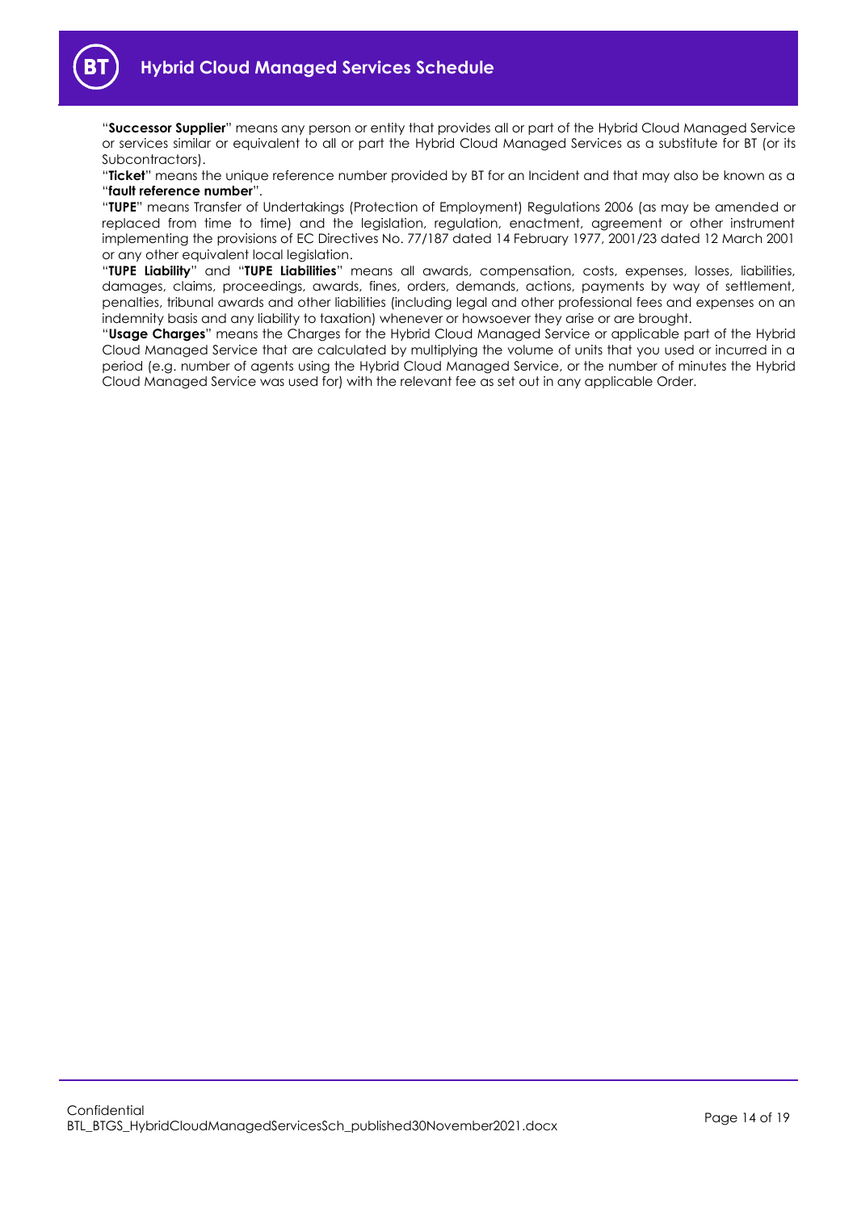"**Successor Supplier**" means any person or entity that provides all or part of the Hybrid Cloud Managed Service or services similar or equivalent to all or part the Hybrid Cloud Managed Services as a substitute for BT (or its Subcontractors).

"**Ticket**" means the unique reference number provided by BT for an Incident and that may also be known as a "**fault reference number**".

"**TUPE**" means Transfer of Undertakings (Protection of Employment) Regulations 2006 (as may be amended or replaced from time to time) and the legislation, regulation, enactment, agreement or other instrument implementing the provisions of EC Directives No. 77/187 dated 14 February 1977, 2001/23 dated 12 March 2001 or any other equivalent local legislation.

"**TUPE Liability**" and "**TUPE Liabilities**" means all awards, compensation, costs, expenses, losses, liabilities, damages, claims, proceedings, awards, fines, orders, demands, actions, payments by way of settlement, penalties, tribunal awards and other liabilities (including legal and other professional fees and expenses on an indemnity basis and any liability to taxation) whenever or howsoever they arise or are brought.

"**Usage Charges**" means the Charges for the Hybrid Cloud Managed Service or applicable part of the Hybrid Cloud Managed Service that are calculated by multiplying the volume of units that you used or incurred in a period (e.g. number of agents using the Hybrid Cloud Managed Service, or the number of minutes the Hybrid Cloud Managed Service was used for) with the relevant fee as set out in any applicable Order.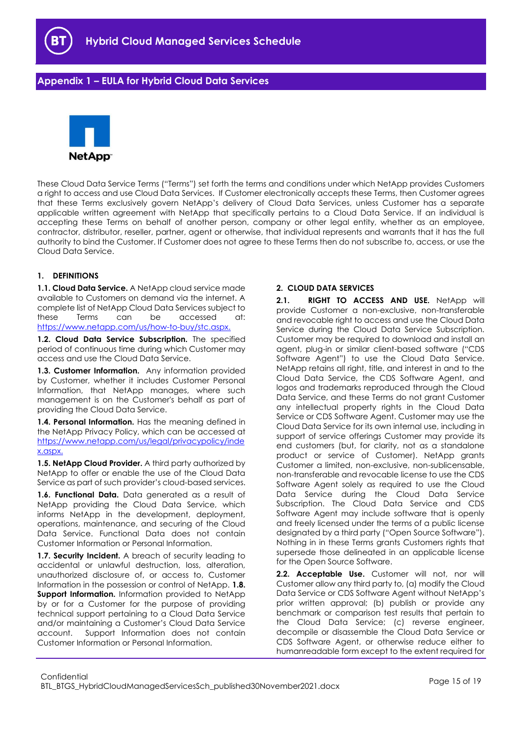## Appendix 1 – EULA for Hybrid Cloud Data Services

NetApp

These Cloud Data Service Terms ("Terms") set forth the terms and conditions under which NetApp provides Customers a right to access and use Cloud Data Services. If Customer electronically accepts these Terms, then Customer agrees that these Terms exclusively govern NetApp's delivery of Cloud Data Services, unless Customer has a separate applicable written agreement with NetApp that specifically pertains to a Cloud Data Service. If an individual is accepting these Terms on behalf of another person, company or other legal entity, whether as an employee, contractor, distributor, reseller, partner, agent or otherwise, that individual represents and warrants that it has the full authority to bind the Customer. If Customer does not agree to these Terms then do not subscribe to, access, or use the Cloud Data Service.

### 1. DEFINITIONS

**1.1. Cloud Data Service.** A NetApp cloud service made available to Customers on demand via the internet. A complete list of NetApp Cloud Data Services subject to these Terms can be accessed at: https://www.netapp.com/us/how-to-buy/stc.aspx.

**1.2. Cloud Data Service Subscription.** The specified period of continuous time during which Customer may access and use the Cloud Data Service.

**1.3. Customer Information.** Any information provided by Customer, whether it includes Customer Personal Information, that NetApp manages, where such management is on the Customer's behalf as part of providing the Cloud Data Service.

**1.4. Personal Information.** Has the meaning defined in the NetApp Privacy Policy, which can be accessed at https://www.netapp.com/us/legal/privacypolicy/index.aspx.

**1.5. NetApp Cloud Provider.** A third party authorized by NetApp to offer or enable the use of the Cloud Data Service as part of such provider's cloud-based services.

**1.6. Functional Data.** Data generated as a result of NetApp providing the Cloud Data Service, which informs NetApp in the development, deployment, operations, maintenance, and securing of the Cloud Data Service. Functional Data does not contain Customer Information or Personal Information.

**1.7. Security Incident.** A breach of security leading to accidental or unlawful destruction, loss, alteration, unauthorized disclosure of, or access to, Customer Information in the possession or control of NetApp.

**1.8. Support Information.** Information provided to NetApp by or for a Customer for the purpose of providing technical support pertaining to a Cloud Data Service and/or maintaining a Customer's Cloud Data Service account. Support Information does not contain Customer Information or Personal Information.

### 2. CLOUD DATA SERVICES

**2.1. RIGHT TO ACCESS AND USE.** NetApp will provide Customer a non-exclusive, non-transferable and revocable right to access and use the Cloud Data Service during the Cloud Data Service Subscription. Customer may be required to download and install an agent, plug-in or similar client-based software ("CDS Software Agent") to use the Cloud Data Service. NetApp retains all right, title, and interest in and to the Cloud Data Service, the CDS Software Agent, and logos and trademarks reproduced through the Cloud Data Service, and these Terms do not grant Customer any intellectual property rights in the Cloud Data Service or CDS Software Agent. Customer may use the Cloud Data Service for its own internal use, including in support of service offerings Customer may provide its end customers (but, for clarity, not as a standalone product or service of Customer). NetApp grants Customer a limited, non-exclusive, non-sublicensable, non-transferable and revocable license to use the CDS Software Agent solely as required to use the Cloud Data Service during the Cloud Data Service Subscription. The Cloud Data Service and CDS Software Agent may include software that is openly and freely licensed under the terms of a public license designated by a third party ("Open Source Software"). Nothing in in these Terms grants Customers rights that supersede those delineated in an applicable license for the Open Source Software.

**2.2. Acceptable Use.** Customer will not, nor will Customer allow any third party to, (a) modify the Cloud Data Service or CDS Software Agent without NetApp's prior written approval; (b) publish or provide any benchmark or comparison test results that pertain to the Cloud Data Service; (c) reverse engineer, decompile or disassemble the Cloud Data Service or CDS Software Agent, or otherwise reduce either to humanreadable form except to the extent required for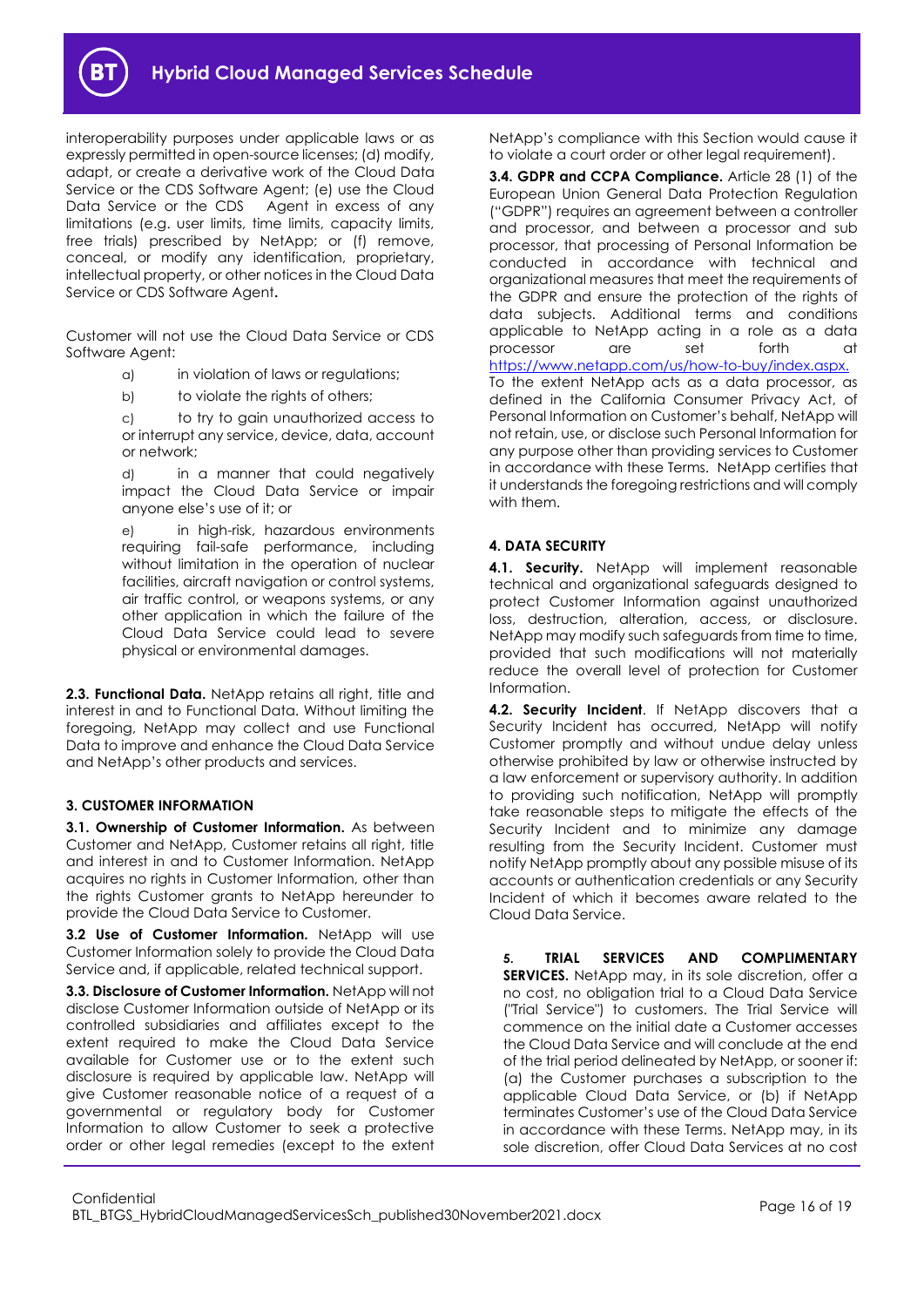interoperability purposes under applicable laws or as expressly permitted in open-source licenses; (d) modify, adapt, or create a derivative work of the Cloud Data Service or the CDS Software Agent; (e) use the Cloud Data Service or the CDS Agent in excess of any limitations (e.g. user limits, time limits, capacity limits, free trials) prescribed by NetApp; or (f) remove, conceal, or modify any identification, proprietary, intellectual property, or other notices in the Cloud Data Service or CDS Software Agent**.**

Customer will not use the Cloud Data Service or CDS Software Agent:

a) in violation of laws or regulations;

b) to violate the rights of others;

c) to try to gain unauthorized access to or interrupt any service, device, data, account or network;

d) in a manner that could negatively impact the Cloud Data Service or impair anyone else's use of it; or

e) in high-risk, hazardous environments requiring fail-safe performance, including without limitation in the operation of nuclear facilities, aircraft navigation or control systems, air traffic control, or weapons systems, or any other application in which the failure of the Cloud Data Service could lead to severe physical or environmental damages.

**2.3. Functional Data.** NetApp retains all right, title and interest in and to Functional Data. Without limiting the foregoing, NetApp may collect and use Functional Data to improve and enhance the Cloud Data Service and NetApp's other products and services.

**3. CUSTOMER INFORMATION**

**3.1. Ownership of Customer Information.** As between Customer and NetApp, Customer retains all right, title and interest in and to Customer Information. NetApp acquires no rights in Customer Information, other than the rights Customer grants to NetApp hereunder to provide the Cloud Data Service to Customer.

**3.2 Use of Customer Information.** NetApp will use Customer Information solely to provide the Cloud Data Service and, if applicable, related technical support.

**3.3. Disclosure of Customer Information.** NetApp will not disclose Customer Information outside of NetApp or its controlled subsidiaries and affiliates except to the extent required to make the Cloud Data Service available for Customer use or to the extent such disclosure is required by applicable law. NetApp will give Customer reasonable notice of a request of a governmental or regulatory body for Customer Information to allow Customer to seek a protective order or other legal remedies (except to the extent NetApp's compliance with this Section would cause it to violate a court order or other legal requirement).

**3.4. GDPR and CCPA Compliance.** Article 28 (1) of the European Union General Data Protection Regulation ("GDPR") requires an agreement between a controller and processor, and between a processor and sub processor, that processing of Personal Information be conducted in accordance with technical and organizational measures that meet the requirements of the GDPR and ensure the protection of the rights of data subjects. Additional terms and conditions applicable to NetApp acting in a role as a data processor are set forth at https://www.netapp.com/us/how-to-buy/index.aspx. To the extent NetApp acts as a data processor, as defined in the California Consumer Privacy Act, of Personal Information on Customer's behalf, NetApp will not retain, use, or disclose such Personal Information for any purpose other than providing services to Customer in accordance with these Terms. NetApp certifies that it understands the foregoing restrictions and will comply with them.

**4. DATA SECURITY**

**4.1. Security.** NetApp will implement reasonable technical and organizational safeguards designed to protect Customer Information against unauthorized loss, destruction, alteration, access, or disclosure. NetApp may modify such safeguards from time to time, provided that such modifications will not materially reduce the overall level of protection for Customer Information.

**4.2. Security Incident**. If NetApp discovers that a Security Incident has occurred, NetApp will notify Customer promptly and without undue delay unless otherwise prohibited by law or otherwise instructed by a law enforcement or supervisory authority. In addition to providing such notification, NetApp will promptly take reasonable steps to mitigate the effects of the Security Incident and to minimize any damage resulting from the Security Incident. Customer must notify NetApp promptly about any possible misuse of its accounts or authentication credentials or any Security Incident of which it becomes aware related to the Cloud Data Service.

**5. TRIAL SERVICES AND COMPLIMENTARY SERVICES.** NetApp may, in its sole discretion, offer a no cost, no obligation trial to a Cloud Data Service ("Trial Service") to customers. The Trial Service will commence on the initial date a Customer accesses the Cloud Data Service and will conclude at the end of the trial period delineated by NetApp, or sooner if: (a) the Customer purchases a subscription to the applicable Cloud Data Service, or (b) if NetApp terminates Customer's use of the Cloud Data Service in accordance with these Terms. NetApp may, in its sole discretion, offer Cloud Data Services at no cost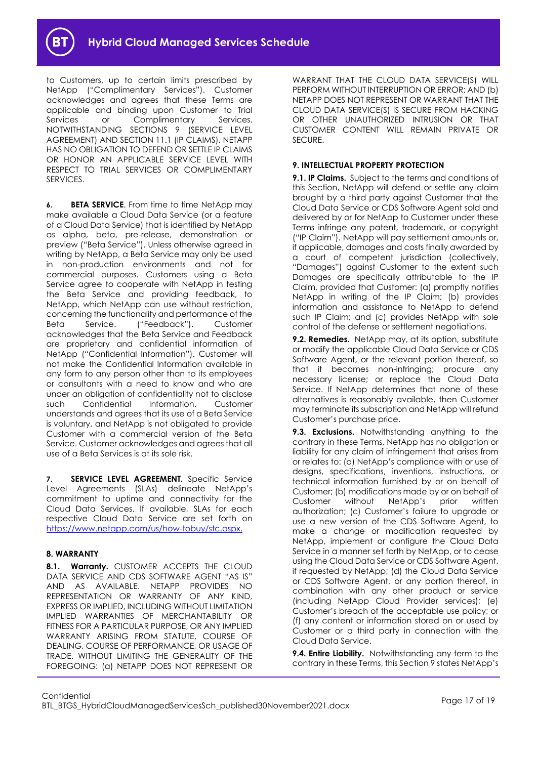to Customers, up to certain limits prescribed by NetApp ("Complimentary Services"). Customer acknowledges and agrees that these Terms are applicable and binding upon Customer to Trial Services or Complimentary Services. NOTWITHSTANDING SECTIONS 9 (SERVICE LEVEL AGREEMENT) AND SECTION 11.1 (IP CLAIMS), NETAPP HAS NO OBLIGATION TO DEFEND OR SETTLE IP CLAIMS OR HONOR AN APPLICABLE SERVICE LEVEL WITH RESPECT TO TRIAL SERVICES OR COMPLIMENTARY SERVICES.

**6. BETA SERVICE**. From time to time NetApp may make available a Cloud Data Service (or a feature of a Cloud Data Service) that is identified by NetApp as alpha, beta, pre-release, demonstration or preview ("Beta Service"). Unless otherwise agreed in writing by NetApp, a Beta Service may only be used in non-production environments and not for commercial purposes. Customers using a Beta Service agree to cooperate with NetApp in testing the Beta Service and providing feedback, to NetApp, which NetApp can use without restriction, concerning the functionality and performance of the Beta Service. ("Feedback"). Customer acknowledges that the Beta Service and Feedback are proprietary and confidential information of NetApp ("Confidential Information"). Customer will not make the Confidential Information available in any form to any person other than to its employees or consultants with a need to know and who are under an obligation of confidentiality not to disclose such Confidential Information. Customer understands and agrees that its use of a Beta Service is voluntary, and NetApp is not obligated to provide Customer with a commercial version of the Beta Service. Customer acknowledges and agrees that all use of a Beta Services is at its sole risk.

**7. SERVICE LEVEL AGREEMENT.** Specific Service Level Agreements (SLAs) delineate NetApp's commitment to uptime and connectivity for the Cloud Data Services. If available, SLAs for each respective Cloud Data Service are set forth on https://www.netapp.com/us/how-tobuy/stc.aspx.

**8. WARRANTY**

**8.1. Warranty.** CUSTOMER ACCEPTS THE CLOUD DATA SERVICE AND CDS SOFTWARE AGENT "AS IS" AND AS AVAILABLE. NETAPP PROVIDES NO REPRESENTATION OR WARRANTY OF ANY KIND, EXPRESS OR IMPLIED, INCLUDING WITHOUT LIMITATION IMPLIED WARRANTIES OF MERCHANTABILITY OR FITNESS FOR A PARTICULAR PURPOSE, OR ANY IMPLIED WARRANTY ARISING FROM STATUTE, COURSE OF DEALING, COURSE OF PERFORMANCE, OR USAGE OF TRADE. WITHOUT LIMITING THE GENERALITY OF THE FOREGOING: (a) NETAPP DOES NOT REPRESENT OR WARRANT THAT THE CLOUD DATA SERVICE(S) WILL PERFORM WITHOUT INTERRUPTION OR ERROR; AND (b) NETAPP DOES NOT REPRESENT OR WARRANT THAT THE CLOUD DATA SERVICE(S) IS SECURE FROM HACKING OR OTHER UNAUTHORIZED INTRUSION OR THAT CUSTOMER CONTENT WILL REMAIN PRIVATE OR SECURE.

**9. INTELLECTUAL PROPERTY PROTECTION**

**9.1. IP Claims.** Subject to the terms and conditions of this Section, NetApp will defend or settle any claim brought by a third party against Customer that the Cloud Data Service or CDS Software Agent sold and delivered by or for NetApp to Customer under these Terms infringe any patent, trademark, or copyright ("IP Claim"). NetApp will pay settlement amounts or, if applicable, damages and costs finally awarded by a court of competent jurisdiction (collectively, "Damages") against Customer to the extent such Damages are specifically attributable to the IP Claim, provided that Customer: (a) promptly notifies NetApp in writing of the IP Claim; (b) provides information and assistance to NetApp to defend such IP Claim; and (c) provides NetApp with sole control of the defense or settlement negotiations.

**9.2. Remedies.** NetApp may, at its option, substitute or modify the applicable Cloud Data Service or CDS Software Agent, or the relevant portion thereof, so that it becomes non-infringing; procure any necessary license; or replace the Cloud Data Service. If NetApp determines that none of these alternatives is reasonably available, then Customer may terminate its subscription and NetApp will refund Customer's purchase price.

**9.3. Exclusions.** Notwithstanding anything to the contrary in these Terms, NetApp has no obligation or liability for any claim of infringement that arises from or relates to: (a) NetApp's compliance with or use of designs, specifications, inventions, instructions, or technical information furnished by or on behalf of Customer; (b) modifications made by or on behalf of Customer without NetApp's prior written authorization; (c) Customer's failure to upgrade or use a new version of the CDS Software Agent, to make a change or modification requested by NetApp, implement or configure the Cloud Data Service in a manner set forth by NetApp, or to cease using the Cloud Data Service or CDS Software Agent, if requested by NetApp; (d) the Cloud Data Service or CDS Software Agent, or any portion thereof, in combination with any other product or service (including NetApp Cloud Provider services); (e) Customer's breach of the acceptable use policy; or (f) any content or information stored on or used by Customer or a third party in connection with the Cloud Data Service.

**9.4. Entire Liability.** Notwithstanding any term to the contrary in these Terms, this Section 9 states NetApp's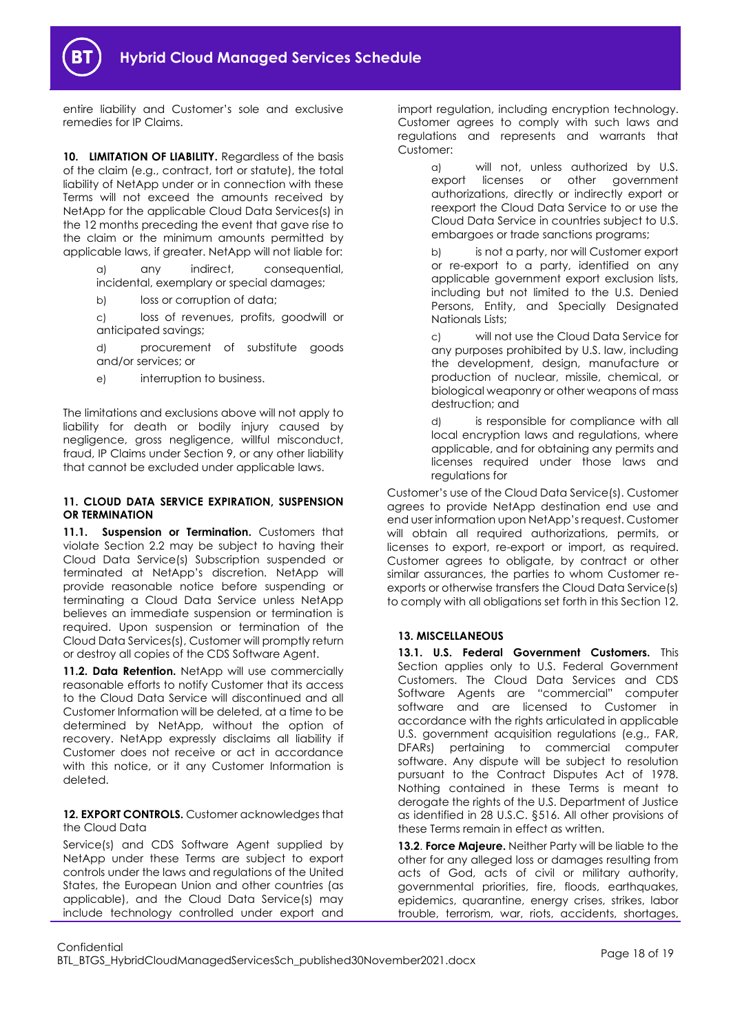entire liability and Customer's sole and exclusive remedies for IP Claims.

**10. LIMITATION OF LIABILITY.** Regardless of the basis of the claim (e.g., contract, tort or statute), the total liability of NetApp under or in connection with these Terms will not exceed the amounts received by NetApp for the applicable Cloud Data Services(s) in the 12 months preceding the event that gave rise to the claim or the minimum amounts permitted by applicable laws, if greater. NetApp will not liable for:

a) any indirect, consequential, incidental, exemplary or special damages;

b) loss or corruption of data;

c) loss of revenues, profits, goodwill or anticipated savings;

d) procurement of substitute goods and/or services; or

e) interruption to business.

The limitations and exclusions above will not apply to liability for death or bodily injury caused by negligence, gross negligence, willful misconduct, fraud, IP Claims under Section 9, or any other liability that cannot be excluded under applicable laws.

**11. CLOUD DATA SERVICE EXPIRATION, SUSPENSION OR TERMINATION**

**11.1. Suspension or Termination.** Customers that violate Section 2.2 may be subject to having their Cloud Data Service(s) Subscription suspended or terminated at NetApp's discretion. NetApp will provide reasonable notice before suspending or terminating a Cloud Data Service unless NetApp believes an immediate suspension or termination is required. Upon suspension or termination of the Cloud Data Services(s), Customer will promptly return or destroy all copies of the CDS Software Agent.

**11.2. Data Retention.** NetApp will use commercially reasonable efforts to notify Customer that its access to the Cloud Data Service will discontinued and all Customer Information will be deleted, at a time to be determined by NetApp, without the option of recovery. NetApp expressly disclaims all liability if Customer does not receive or act in accordance with this notice, or it any Customer Information is deleted.

**12. EXPORT CONTROLS.** Customer acknowledges that the Cloud Data

Service(s) and CDS Software Agent supplied by NetApp under these Terms are subject to export controls under the laws and regulations of the United States, the European Union and other countries (as applicable), and the Cloud Data Service(s) may include technology controlled under export and import regulation, including encryption technology. Customer agrees to comply with such laws and regulations and represents and warrants that Customer:

a) will not, unless authorized by U.S. export licenses or other government authorizations, directly or indirectly export or reexport the Cloud Data Service to or use the Cloud Data Service in countries subject to U.S. embargoes or trade sanctions programs;

b) is not a party, nor will Customer export or re-export to a party, identified on any applicable government export exclusion lists, including but not limited to the U.S. Denied Persons, Entity, and Specially Designated Nationals Lists;

c) will not use the Cloud Data Service for any purposes prohibited by U.S. law, including the development, design, manufacture or production of nuclear, missile, chemical, or biological weaponry or other weapons of mass destruction; and

d) is responsible for compliance with all local encryption laws and regulations, where applicable, and for obtaining any permits and licenses required under those laws and regulations for

Customer's use of the Cloud Data Service(s). Customer agrees to provide NetApp destination end use and end user information upon NetApp's request. Customer will obtain all required authorizations, permits, or licenses to export, re-export or import, as required. Customer agrees to obligate, by contract or other similar assurances, the parties to whom Customer re-exports or otherwise transfers the Cloud Data Service(s) to comply with all obligations set forth in this Section 12.

**13. MISCELLANEOUS**

**13.1. U.S. Federal Government Customers.** This Section applies only to U.S. Federal Government Customers. The Cloud Data Services and CDS Software Agents are "commercial" computer software and are licensed to Customer in accordance with the rights articulated in applicable U.S. government acquisition regulations (e.g., FAR, DFARs) pertaining to commercial computer software. Any dispute will be subject to resolution pursuant to the Contract Disputes Act of 1978. Nothing contained in these Terms is meant to derogate the rights of the U.S. Department of Justice as identified in 28 U.S.C. §516. All other provisions of these Terms remain in effect as written.

**13.2**. **Force Majeure.** Neither Party will be liable to the other for any alleged loss or damages resulting from acts of God, acts of civil or military authority, governmental priorities, fire, floods, earthquakes, epidemics, quarantine, energy crises, strikes, labor trouble, terrorism, war, riots, accidents, shortages,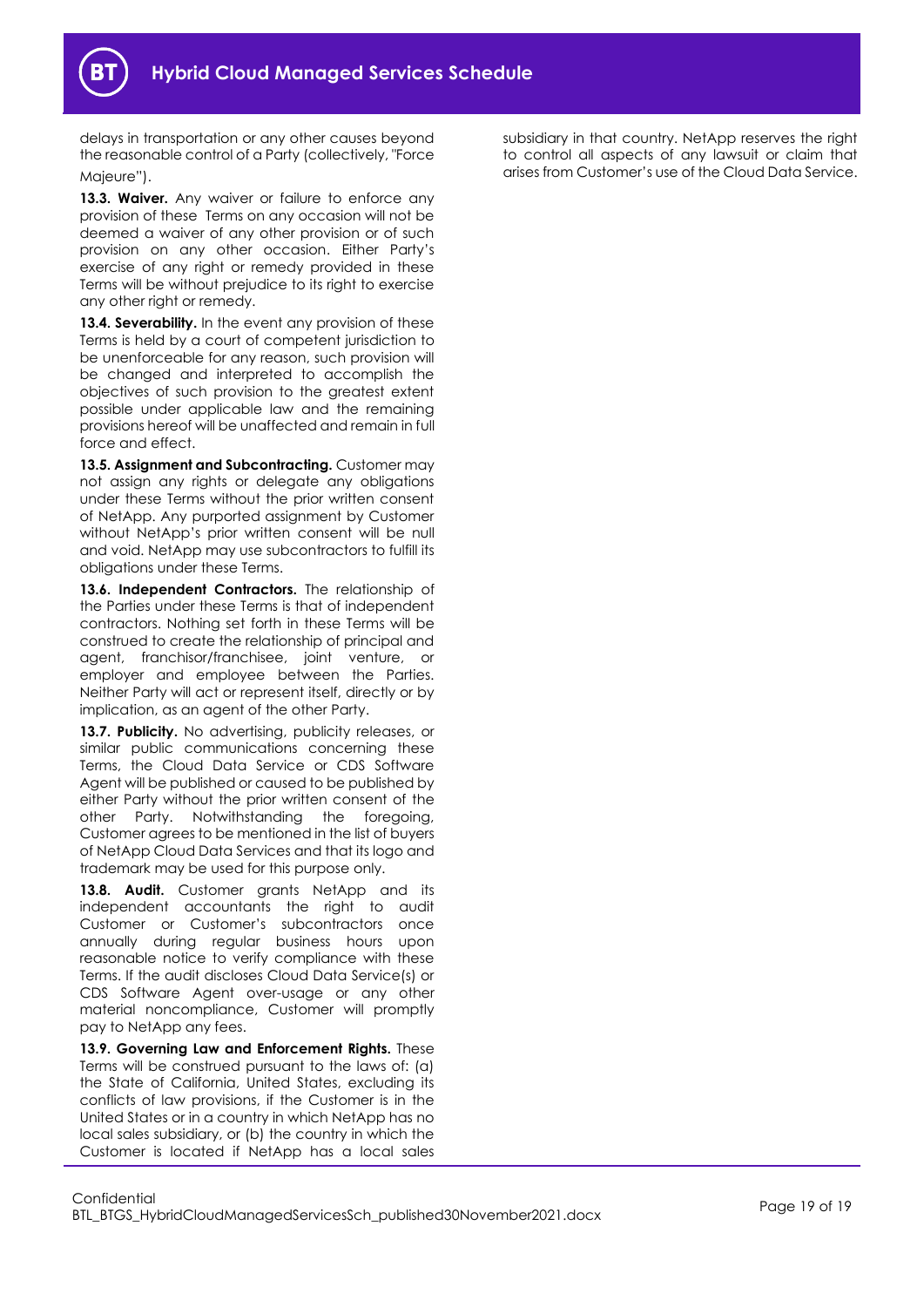delays in transportation or any other causes beyond the reasonable control of a Party (collectively, "Force Majeure").

**13.3. Waiver.** Any waiver or failure to enforce any provision of these Terms on any occasion will not be deemed a waiver of any other provision or of such provision on any other occasion. Either Party's exercise of any right or remedy provided in these Terms will be without prejudice to its right to exercise any other right or remedy.

**13.4. Severability.** In the event any provision of these Terms is held by a court of competent jurisdiction to be unenforceable for any reason, such provision will be changed and interpreted to accomplish the objectives of such provision to the greatest extent possible under applicable law and the remaining provisions hereof will be unaffected and remain in full force and effect.

**13.5. Assignment and Subcontracting.** Customer may not assign any rights or delegate any obligations under these Terms without the prior written consent of NetApp. Any purported assignment by Customer without NetApp's prior written consent will be null and void. NetApp may use subcontractors to fulfill its obligations under these Terms.

**13.6. Independent Contractors.** The relationship of the Parties under these Terms is that of independent contractors. Nothing set forth in these Terms will be construed to create the relationship of principal and agent, franchisor/franchisee, joint venture, or employer and employee between the Parties. Neither Party will act or represent itself, directly or by implication, as an agent of the other Party.

**13.7. Publicity.** No advertising, publicity releases, or similar public communications concerning these Terms, the Cloud Data Service or CDS Software Agent will be published or caused to be published by either Party without the prior written consent of the other Party. Notwithstanding the foregoing, Customer agrees to be mentioned in the list of buyers of NetApp Cloud Data Services and that its logo and trademark may be used for this purpose only.

**13.8. Audit.** Customer grants NetApp and its independent accountants the right to audit Customer or Customer's subcontractors once annually during regular business hours upon reasonable notice to verify compliance with these Terms. If the audit discloses Cloud Data Service(s) or CDS Software Agent over-usage or any other material noncompliance, Customer will promptly pay to NetApp any fees.

**13.9. Governing Law and Enforcement Rights.** These Terms will be construed pursuant to the laws of: (a) the State of California, United States, excluding its conflicts of law provisions, if the Customer is in the United States or in a country in which NetApp has no local sales subsidiary, or (b) the country in which the Customer is located if NetApp has a local sales subsidiary in that country. NetApp reserves the right to control all aspects of any lawsuit or claim that arises from Customer's use of the Cloud Data Service.